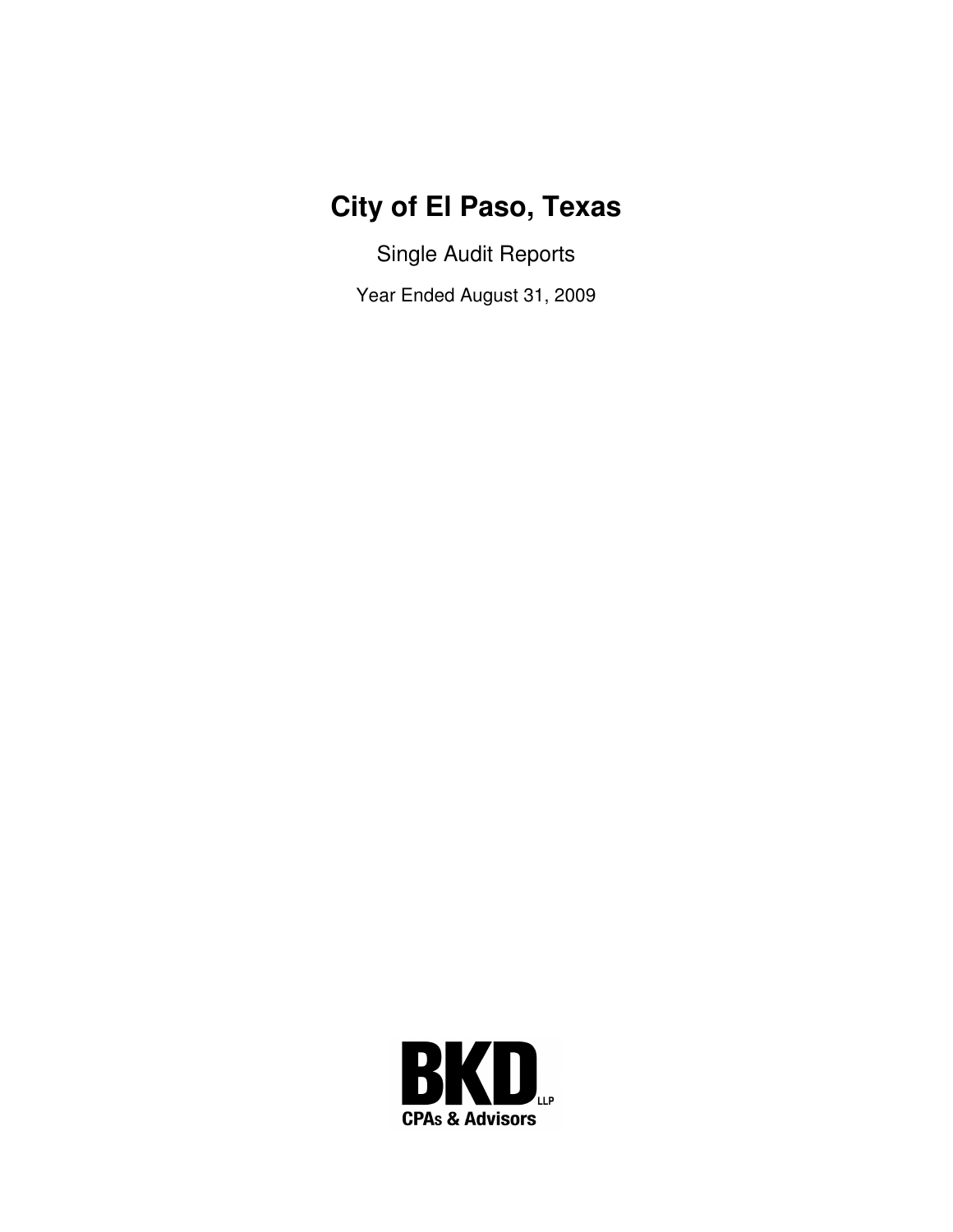# City of El Paso, Texas

Single Audit Reports

Year Ended August 31, 2009

BKD LLP
CPAs & Advisors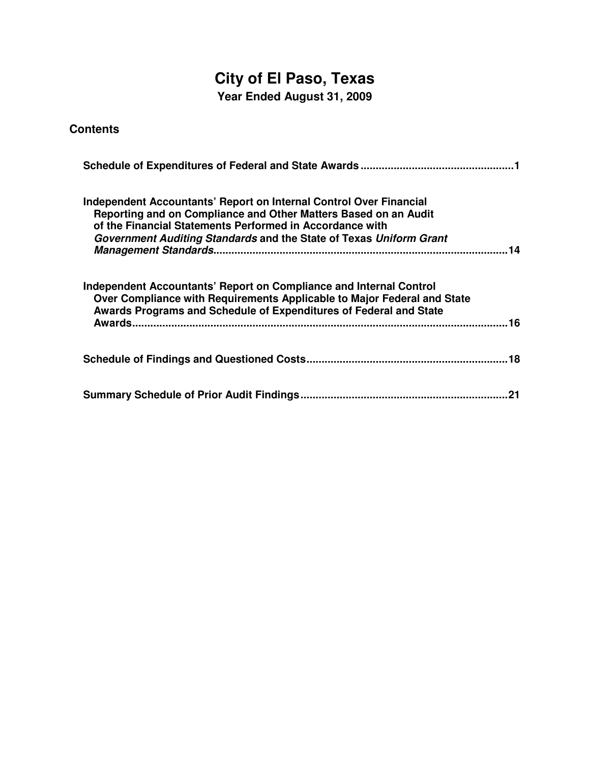# City of El Paso, Texas

**Year Ended August 31, 2009**

## Contents

| | |
|---|---|
| **Schedule of Expenditures of Federal and State Awards** | **1** |
| **Independent Accountants' Report on Internal Control Over Financial Reporting and on Compliance and Other Matters Based on an Audit of the Financial Statements Performed in Accordance with *Government Auditing Standards* and the State of Texas *Uniform Grant Management Standards*** | **14** |
| **Independent Accountants' Report on Compliance and Internal Control Over Compliance with Requirements Applicable to Major Federal and State Awards Programs and Schedule of Expenditures of Federal and State Awards** | **16** |
| **Schedule of Findings and Questioned Costs** | **18** |
| **Summary Schedule of Prior Audit Findings** | **21** |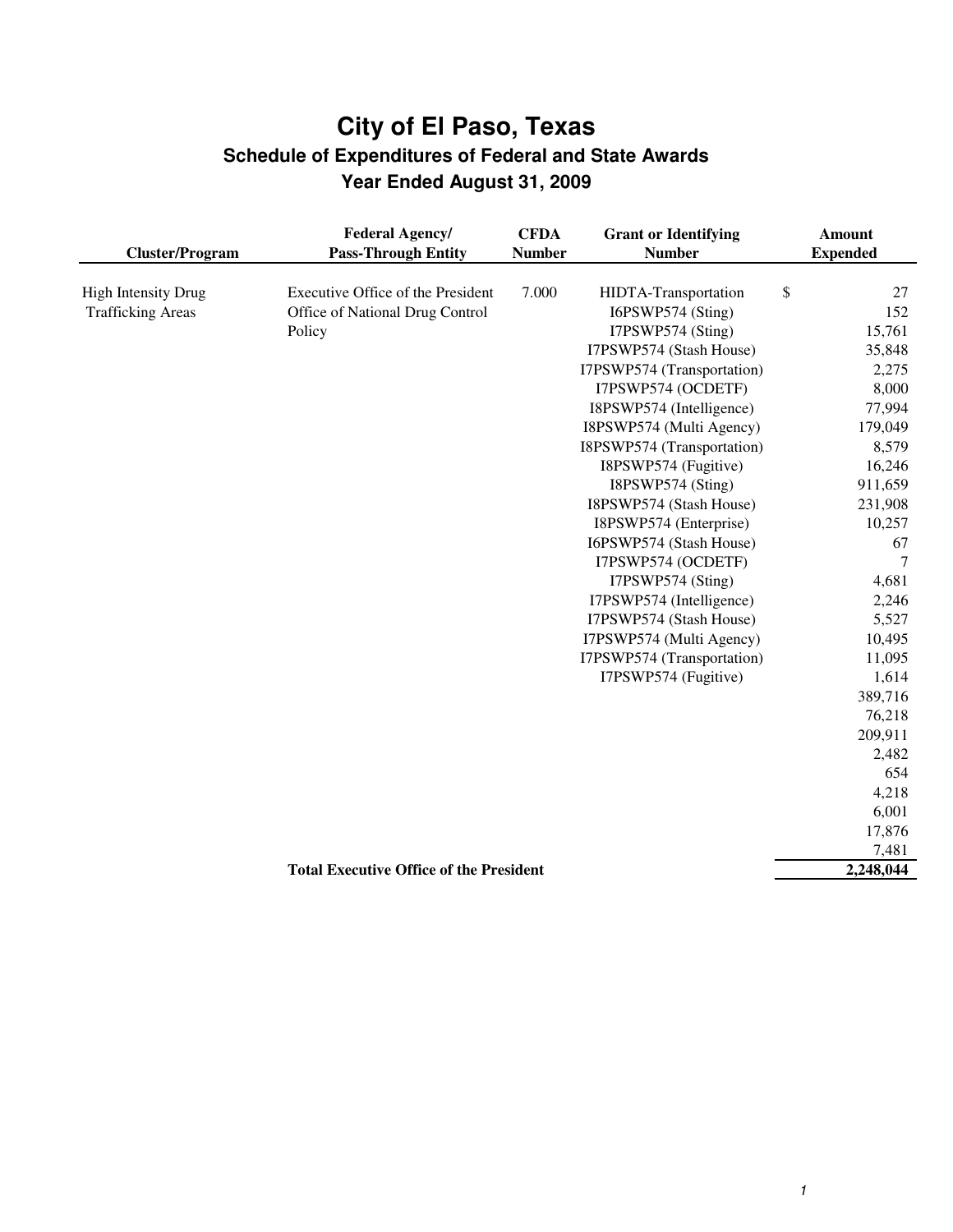# City of El Paso, Texas
## Schedule of Expenditures of Federal and State Awards
### Year Ended August 31, 2009

| Cluster/Program | Federal Agency/ Pass-Through Entity | CFDA Number | Grant or Identifying Number | Amount Expended |
|---|---|---|---|---|
| High Intensity Drug Trafficking Areas | Executive Office of the President Office of National Drug Control Policy | 7.000 | HIDTA-Transportation | $ 27 |
| | | | I6PSWP574 (Sting) | 152 |
| | | | I7PSWP574 (Sting) | 15,761 |
| | | | I7PSWP574 (Stash House) | 35,848 |
| | | | I7PSWP574 (Transportation) | 2,275 |
| | | | I7PSWP574 (OCDETF) | 8,000 |
| | | | I8PSWP574 (Intelligence) | 77,994 |
| | | | I8PSWP574 (Multi Agency) | 179,049 |
| | | | I8PSWP574 (Transportation) | 8,579 |
| | | | I8PSWP574 (Fugitive) | 16,246 |
| | | | I8PSWP574 (Sting) | 911,659 |
| | | | I8PSWP574 (Stash House) | 231,908 |
| | | | I8PSWP574 (Enterprise) | 10,257 |
| | | | I6PSWP574 (Stash House) | 67 |
| | | | I7PSWP574 (OCDETF) | 7 |
| | | | I7PSWP574 (Sting) | 4,681 |
| | | | I7PSWP574 (Intelligence) | 2,246 |
| | | | I7PSWP574 (Stash House) | 5,527 |
| | | | I7PSWP574 (Multi Agency) | 10,495 |
| | | | I7PSWP574 (Transportation) | 11,095 |
| | | | I7PSWP574 (Fugitive) | 1,614 |
| | | | | 389,716 |
| | | | | 76,218 |
| | | | | 209,911 |
| | | | | 2,482 |
| | | | | 654 |
| | | | | 4,218 |
| | | | | 6,001 |
| | | | | 17,876 |
| | | | | 7,481 |
| | **Total Executive Office of the President** | | | **2,248,044** |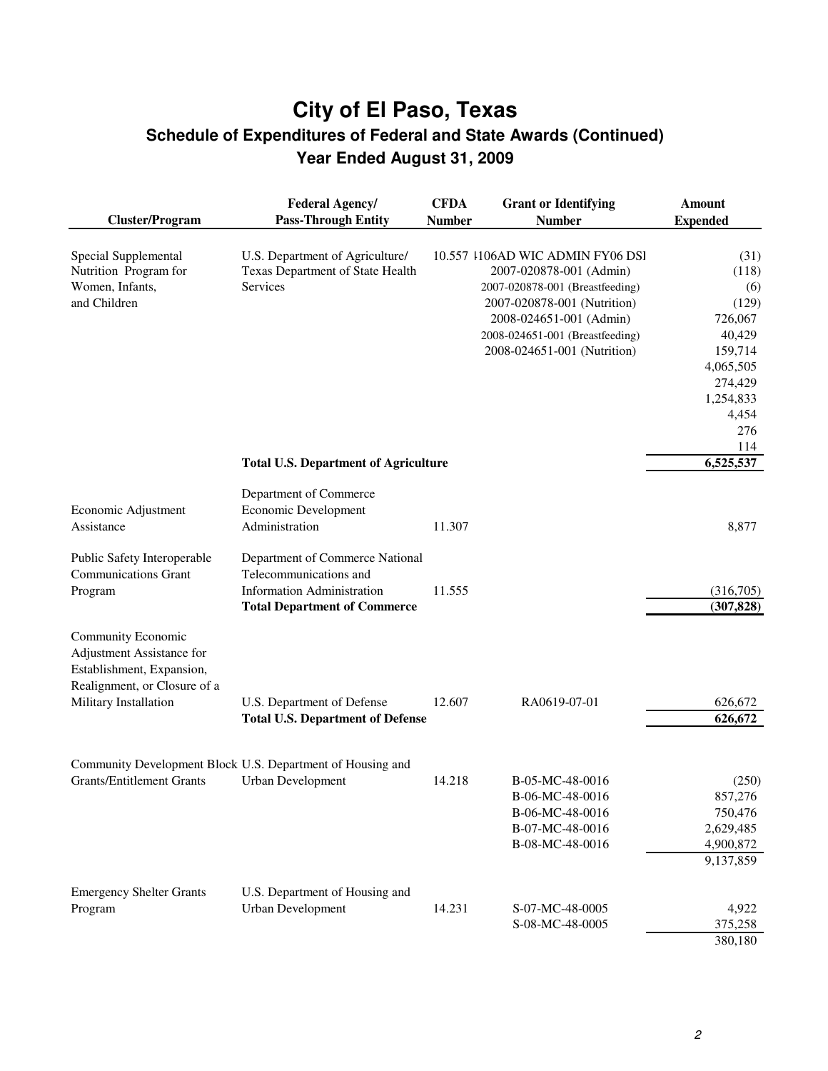# City of El Paso, Texas

## Schedule of Expenditures of Federal and State Awards (Continued)

## Year Ended August 31, 2009

| Cluster/Program | Federal Agency/ Pass-Through Entity | CFDA Number | Grant or Identifying Number | Amount Expended |
|---|---|---|---|---|
| Special Supplemental Nutrition Program for Women, Infants, and Children | U.S. Department of Agriculture/ Texas Department of State Health Services | 10.557 | 4106AD WIC ADMIN FY06 DSI | (31) |
| | | | 2007-020878-001 (Admin) | (118) |
| | | | 2007-020878-001 (Breastfeeding) | (6) |
| | | | 2007-020878-001 (Nutrition) | (129) |
| | | | 2008-024651-001 (Admin) | 726,067 |
| | | | 2008-024651-001 (Breastfeeding) | 40,429 |
| | | | 2008-024651-001 (Nutrition) | 159,714 |
| | | | | 4,065,505 |
| | | | | 274,429 |
| | | | | 1,254,833 |
| | | | | 4,454 |
| | | | | 276 |
| | | | | 114 |
| | **Total U.S. Department of Agriculture** | | | **6,525,537** |
| Economic Adjustment Assistance | Department of Commerce Economic Development Administration | 11.307 | | 8,877 |
| Public Safety Interoperable Communications Grant Program | Department of Commerce National Telecommunications and Information Administration | 11.555 | | (316,705) |
| | **Total Department of Commerce** | | | **(307,828)** |
| Community Economic Adjustment Assistance for Establishment, Expansion, Realignment, or Closure of a Military Installation | U.S. Department of Defense | 12.607 | RA0619-07-01 | 626,672 |
| | **Total U.S. Department of Defense** | | | **626,672** |
| Community Development Block Grants/Entitlement Grants | U.S. Department of Housing and Urban Development | 14.218 | B-05-MC-48-0016 | (250) |
| | | | B-06-MC-48-0016 | 857,276 |
| | | | B-06-MC-48-0016 | 750,476 |
| | | | B-07-MC-48-0016 | 2,629,485 |
| | | | B-08-MC-48-0016 | 4,900,872 |
| | | | | 9,137,859 |
| Emergency Shelter Grants Program | U.S. Department of Housing and Urban Development | 14.231 | S-07-MC-48-0005 | 4,922 |
| | | | S-08-MC-48-0005 | 375,258 |
| | | | | 380,180 |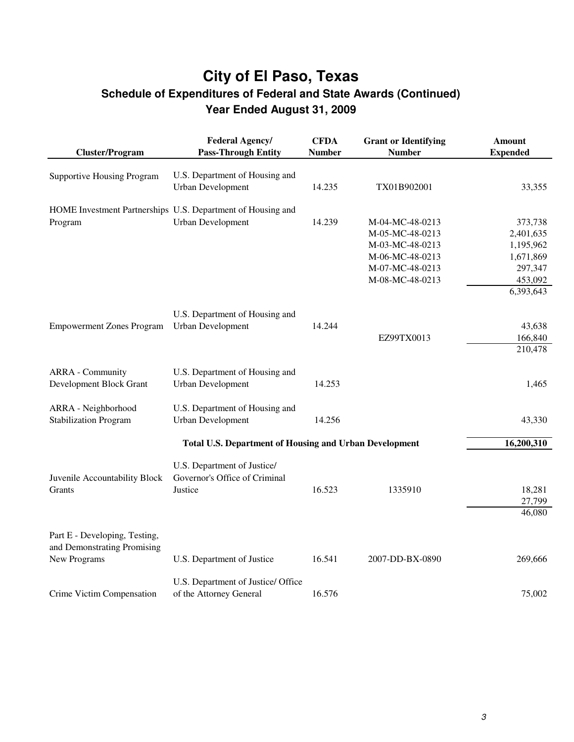# City of El Paso, Texas

## Schedule of Expenditures of Federal and State Awards (Continued)

## Year Ended August 31, 2009

| Cluster/Program | Federal Agency/ Pass-Through Entity | CFDA Number | Grant or Identifying Number | Amount Expended |
|---|---|---|---|---|
| Supportive Housing Program | U.S. Department of Housing and Urban Development | 14.235 | TX01B902001 | 33,355 |
| HOME Investment Partnerships Program | U.S. Department of Housing and Urban Development | 14.239 | M-04-MC-48-0213 | 373,738 |
| | | | M-05-MC-48-0213 | 2,401,635 |
| | | | M-03-MC-48-0213 | 1,195,962 |
| | | | M-06-MC-48-0213 | 1,671,869 |
| | | | M-07-MC-48-0213 | 297,347 |
| | | | M-08-MC-48-0213 | 453,092 |
| | | | | 6,393,643 |
| Empowerment Zones Program | U.S. Department of Housing and Urban Development | 14.244 | | 43,638 |
| | | | EZ99TX0013 | 166,840 |
| | | | | 210,478 |
| ARRA - Community Development Block Grant | U.S. Department of Housing and Urban Development | 14.253 | | 1,465 |
| ARRA - Neighborhood Stabilization Program | U.S. Department of Housing and Urban Development | 14.256 | | 43,330 |
| | **Total U.S. Department of Housing and Urban Development** | | | **16,200,310** |
| Juvenile Accountability Block Grants | U.S. Department of Justice/ Governor's Office of Criminal Justice | 16.523 | 1335910 | 18,281 |
| | | | | 27,799 |
| | | | | 46,080 |
| Part E - Developing, Testing, and Demonstrating Promising New Programs | U.S. Department of Justice | 16.541 | 2007-DD-BX-0890 | 269,666 |
| Crime Victim Compensation | U.S. Department of Justice/ Office of the Attorney General | 16.576 | | 75,002 |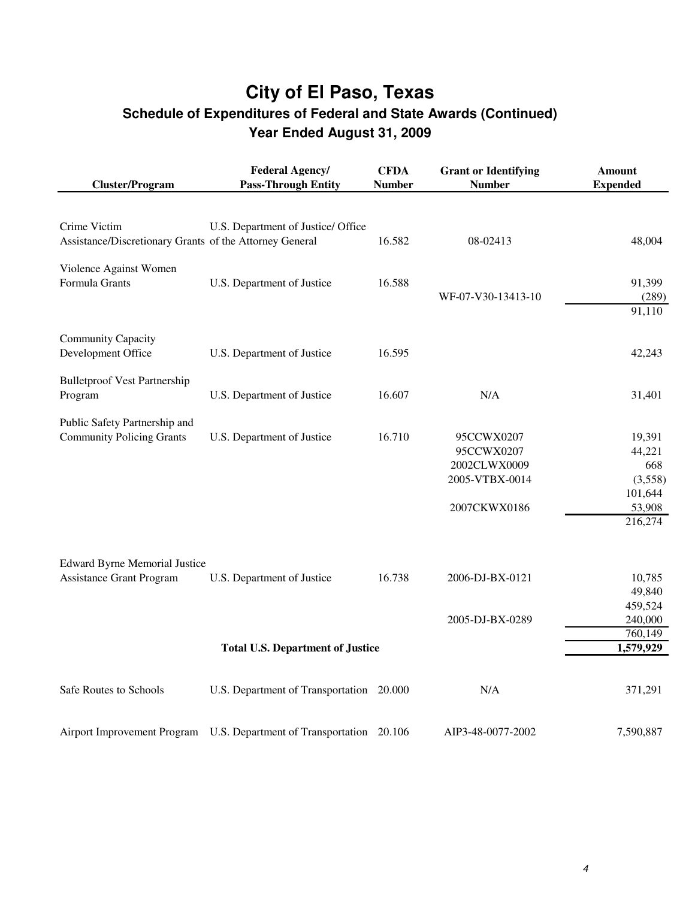# City of El Paso, Texas

## Schedule of Expenditures of Federal and State Awards (Continued)

## Year Ended August 31, 2009

| Cluster/Program | Federal Agency/ Pass-Through Entity | CFDA Number | Grant or Identifying Number | Amount Expended |
|---|---|---|---|---|
| Crime Victim Assistance/Discretionary Grants | U.S. Department of Justice/ Office of the Attorney General | 16.582 | 08-02413 | 48,004 |
| Violence Against Women Formula Grants | U.S. Department of Justice | 16.588 | | 91,399 |
| | | | WF-07-V30-13413-10 | (289) |
| | | | | 91,110 |
| Community Capacity Development Office | U.S. Department of Justice | 16.595 | | 42,243 |
| Bulletproof Vest Partnership Program | U.S. Department of Justice | 16.607 | N/A | 31,401 |
| Public Safety Partnership and Community Policing Grants | U.S. Department of Justice | 16.710 | 95CCWX0207 | 19,391 |
| | | | 95CCWX0207 | 44,221 |
| | | | 2002CLWX0009 | 668 |
| | | | 2005-VTBX-0014 | (3,558) |
| | | | | 101,644 |
| | | | 2007CKWX0186 | 53,908 |
| | | | | 216,274 |
| Edward Byrne Memorial Justice Assistance Grant Program | U.S. Department of Justice | 16.738 | 2006-DJ-BX-0121 | 10,785 |
| | | | | 49,840 |
| | | | | 459,524 |
| | | | 2005-DJ-BX-0289 | 240,000 |
| | | | | 760,149 |
| | **Total U.S. Department of Justice** | | | **1,579,929** |
| Safe Routes to Schools | U.S. Department of Transportation | 20.000 | N/A | 371,291 |
| Airport Improvement Program | U.S. Department of Transportation | 20.106 | AIP3-48-0077-2002 | 7,590,887 |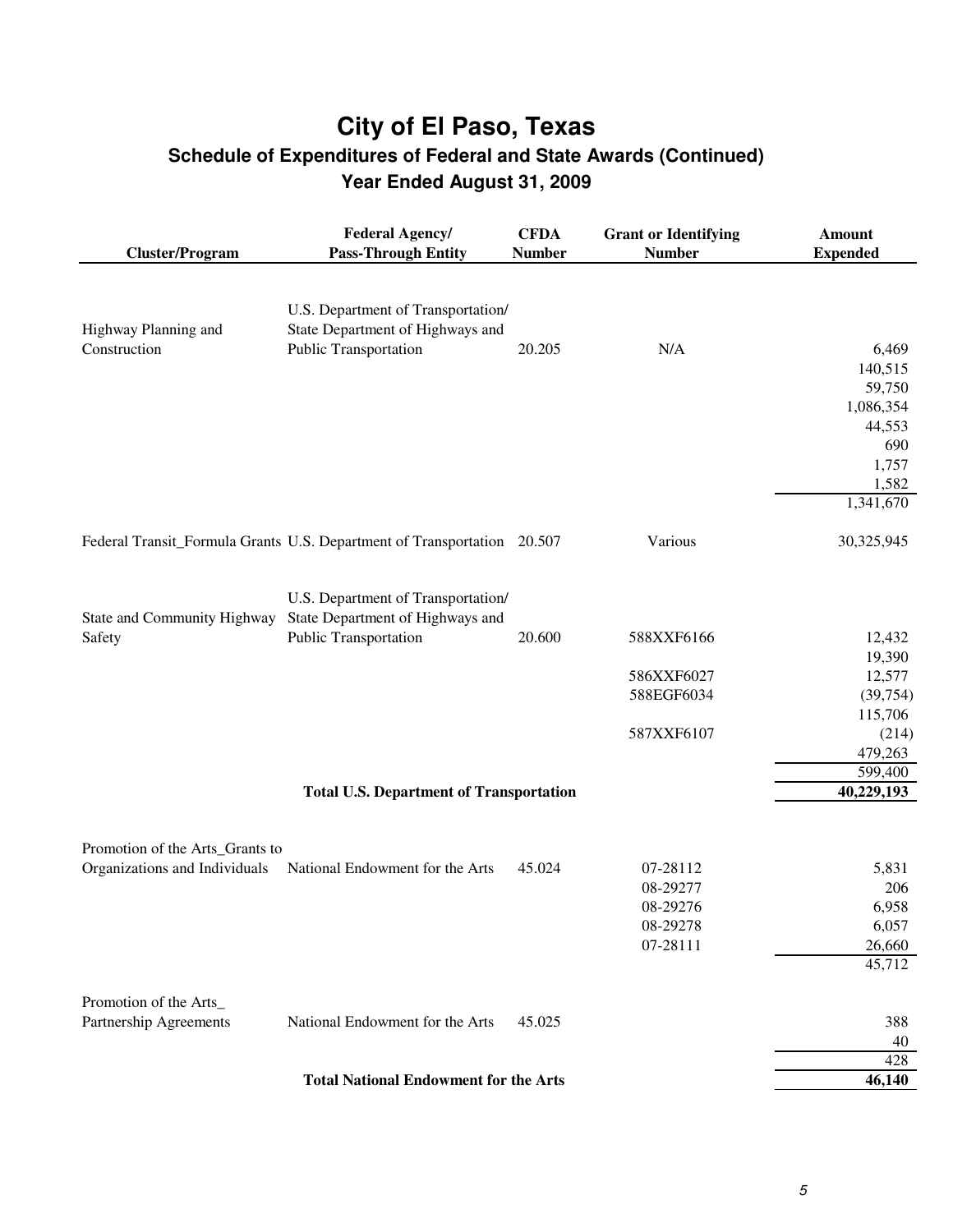# City of El Paso, Texas
## Schedule of Expenditures of Federal and State Awards (Continued)
## Year Ended August 31, 2009

| Cluster/Program | Federal Agency/ Pass-Through Entity | CFDA Number | Grant or Identifying Number | Amount Expended |
|---|---|---|---|---|
| Highway Planning and Construction | U.S. Department of Transportation/ State Department of Highways and Public Transportation | 20.205 | N/A | 6,469 |
| | | | | 140,515 |
| | | | | 59,750 |
| | | | | 1,086,354 |
| | | | | 44,553 |
| | | | | 690 |
| | | | | 1,757 |
| | | | | 1,582 |
| | | | | 1,341,670 |
| Federal Transit_Formula Grants | U.S. Department of Transportation | 20.507 | Various | 30,325,945 |
| State and Community Highway Safety | U.S. Department of Transportation/ State Department of Highways and Public Transportation | 20.600 | 588XXF6166 | 12,432 |
| | | | | 19,390 |
| | | | 586XXF6027 | 12,577 |
| | | | 588EGF6034 | (39,754) |
| | | | | 115,706 |
| | | | 587XXF6107 | (214) |
| | | | | 479,263 |
| | | | | 599,400 |
| | **Total U.S. Department of Transportation** | | | **40,229,193** |
| Promotion of the Arts_Grants to Organizations and Individuals | National Endowment for the Arts | 45.024 | 07-28112 | 5,831 |
| | | | 08-29277 | 206 |
| | | | 08-29276 | 6,958 |
| | | | 08-29278 | 6,057 |
| | | | 07-28111 | 26,660 |
| | | | | 45,712 |
| Promotion of the Arts_ Partnership Agreements | National Endowment for the Arts | 45.025 | | 388 |
| | | | | 40 |
| | | | | 428 |
| | **Total National Endowment for the Arts** | | | **46,140** |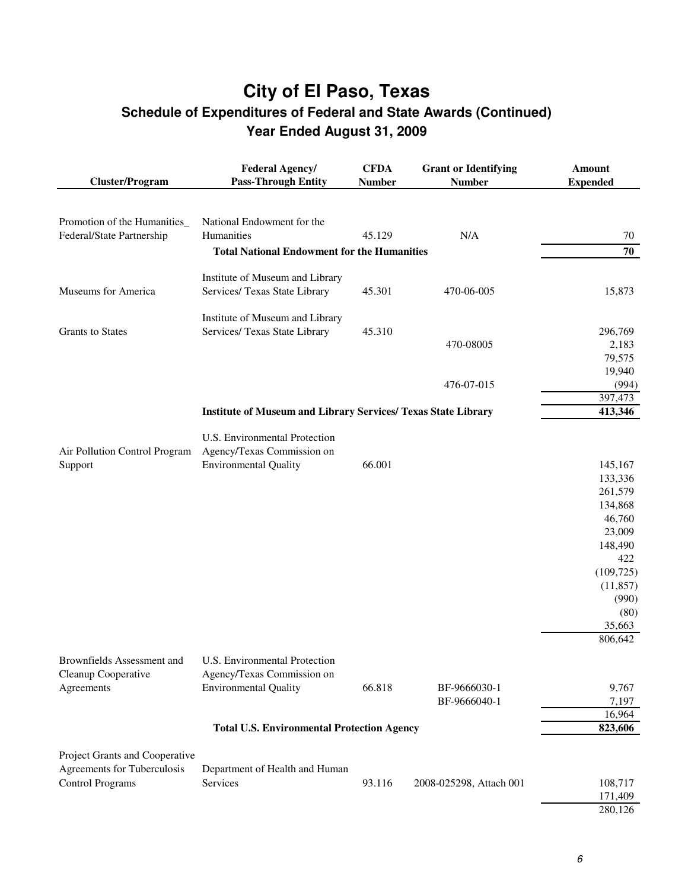# City of El Paso, Texas

## Schedule of Expenditures of Federal and State Awards (Continued)

## Year Ended August 31, 2009

| Cluster/Program | Federal Agency/ Pass-Through Entity | CFDA Number | Grant or Identifying Number | Amount Expended |
|---|---|---|---|---|
| Promotion of the Humanities_ Federal/State Partnership | National Endowment for the Humanities | 45.129 | N/A | 70 |
| | **Total National Endowment for the Humanities** | | | **70** |
| Museums for America | Institute of Museum and Library Services/ Texas State Library | 45.301 | 470-06-005 | 15,873 |
| Grants to States | Institute of Museum and Library Services/ Texas State Library | 45.310 | | 296,769 |
| | | | 470-08005 | 2,183 |
| | | | | 79,575 |
| | | | | 19,940 |
| | | | 476-07-015 | (994) |
| | | | | 397,473 |
| | **Institute of Museum and Library Services/ Texas State Library** | | | **413,346** |
| Air Pollution Control Program Support | U.S. Environmental Protection Agency/Texas Commission on Environmental Quality | 66.001 | | 145,167 |
| | | | | 133,336 |
| | | | | 261,579 |
| | | | | 134,868 |
| | | | | 46,760 |
| | | | | 23,009 |
| | | | | 148,490 |
| | | | | 422 |
| | | | | (109,725) |
| | | | | (11,857) |
| | | | | (990) |
| | | | | (80) |
| | | | | 35,663 |
| | | | | 806,642 |
| Brownfields Assessment and Cleanup Cooperative Agreements | U.S. Environmental Protection Agency/Texas Commission on Environmental Quality | 66.818 | BF-9666030-1 | 9,767 |
| | | | BF-9666040-1 | 7,197 |
| | | | | 16,964 |
| | **Total U.S. Environmental Protection Agency** | | | **823,606** |
| Project Grants and Cooperative Agreements for Tuberculosis Control Programs | Department of Health and Human Services | 93.116 | 2008-025298, Attach 001 | 108,717 |
| | | | | 171,409 |
| | | | | 280,126 |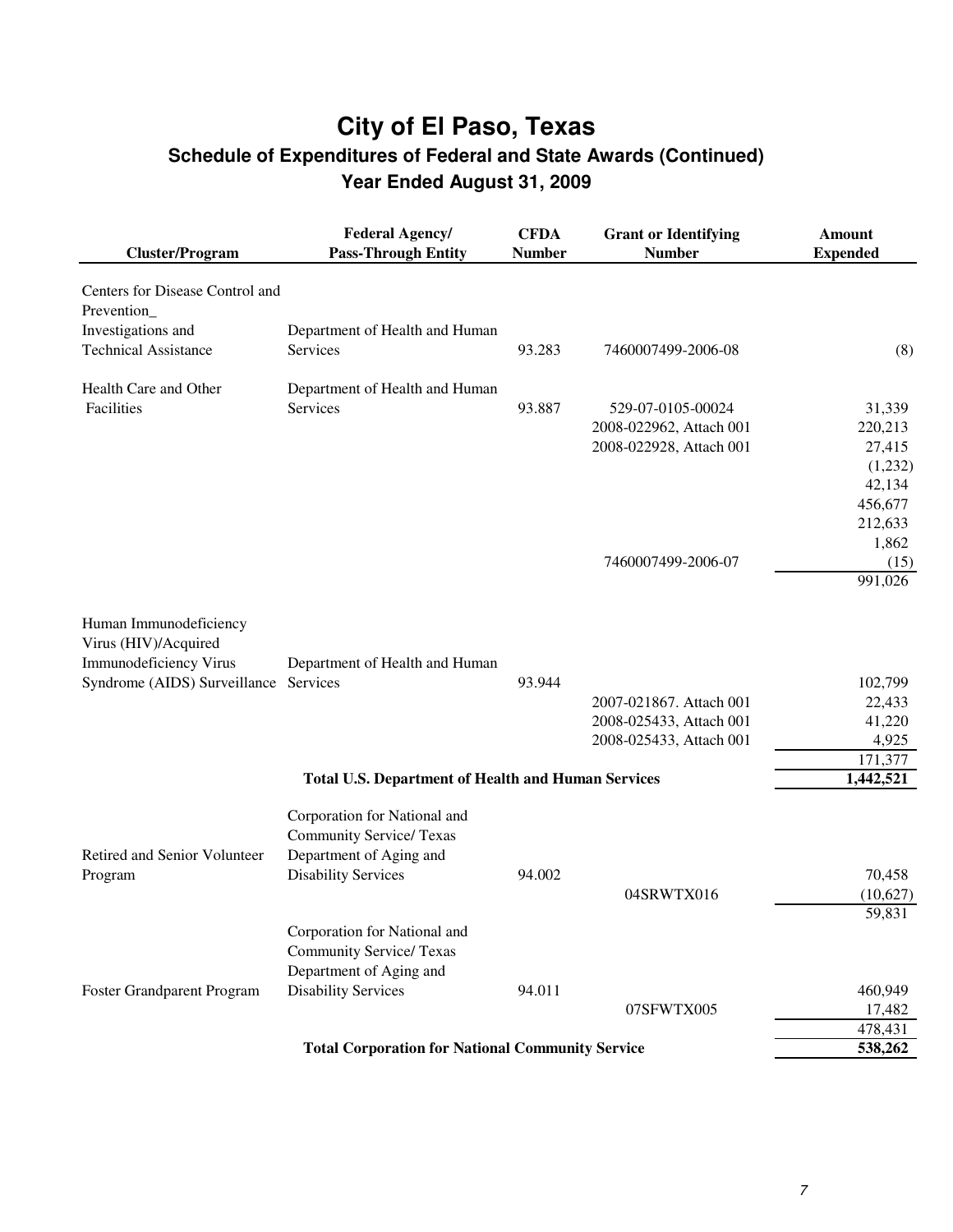# City of El Paso, Texas

## Schedule of Expenditures of Federal and State Awards (Continued)

### Year Ended August 31, 2009

| Cluster/Program | Federal Agency/ Pass-Through Entity | CFDA Number | Grant or Identifying Number | Amount Expended |
|---|---|---|---|---|
| Centers for Disease Control and Prevention_ Investigations and Technical Assistance | Department of Health and Human Services | 93.283 | 7460007499-2006-08 | (8) |
| Health Care and Other Facilities | Department of Health and Human Services | 93.887 | 529-07-0105-00024 | 31,339 |
| | | | 2008-022962, Attach 001 | 220,213 |
| | | | 2008-022928, Attach 001 | 27,415 |
| | | | | (1,232) |
| | | | | 42,134 |
| | | | | 456,677 |
| | | | | 212,633 |
| | | | | 1,862 |
| | | | 7460007499-2006-07 | (15) |
| | | | | 991,026 |
| Human Immunodeficiency Virus (HIV)/Acquired Immunodeficiency Virus Syndrome (AIDS) Surveillance | Department of Health and Human Services | 93.944 | | 102,799 |
| | | | 2007-021867. Attach 001 | 22,433 |
| | | | 2008-025433, Attach 001 | 41,220 |
| | | | 2008-025433, Attach 001 | 4,925 |
| | | | | 171,377 |
| | **Total U.S. Department of Health and Human Services** | | | **1,442,521** |
| Retired and Senior Volunteer Program | Corporation for National and Community Service/ Texas Department of Aging and Disability Services | 94.002 | | 70,458 |
| | | | 04SRWTX016 | (10,627) |
| | | | | 59,831 |
| Foster Grandparent Program | Corporation for National and Community Service/ Texas Department of Aging and Disability Services | 94.011 | | 460,949 |
| | | | 07SFWTX005 | 17,482 |
| | | | | 478,431 |
| | **Total Corporation for National Community Service** | | | **538,262** |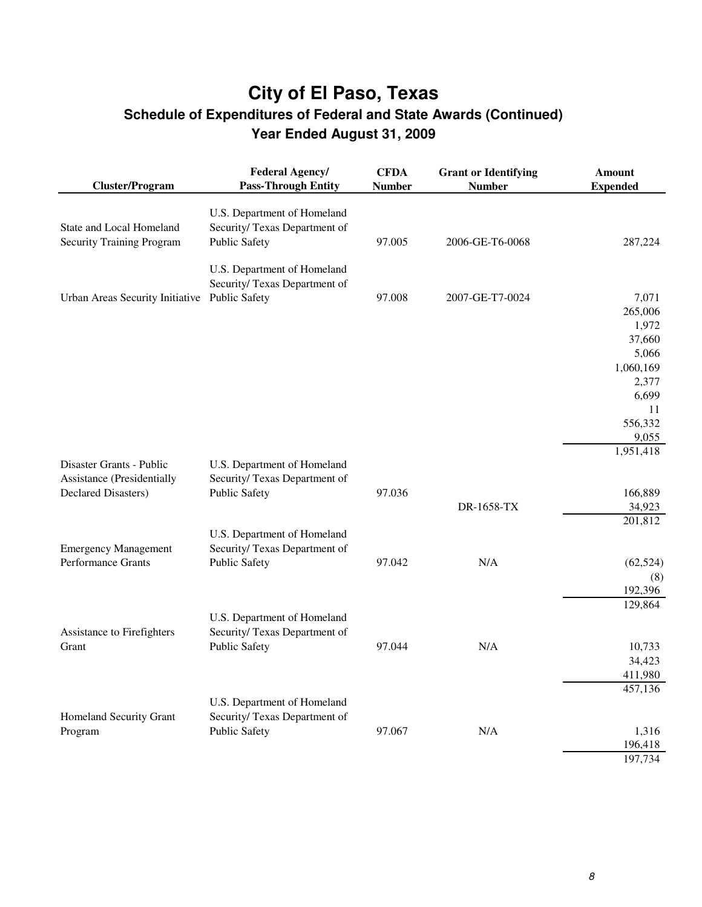# City of El Paso, Texas

## Schedule of Expenditures of Federal and State Awards (Continued)

### Year Ended August 31, 2009

| Cluster/Program | Federal Agency/ Pass-Through Entity | CFDA Number | Grant or Identifying Number | Amount Expended |
|---|---|---|---|---|
| State and Local Homeland Security Training Program | U.S. Department of Homeland Security/ Texas Department of Public Safety | 97.005 | 2006-GE-T6-0068 | 287,224 |
| Urban Areas Security Initiative | U.S. Department of Homeland Security/ Texas Department of Public Safety | 97.008 | 2007-GE-T7-0024 | 7,071 |
| | | | | 265,006 |
| | | | | 1,972 |
| | | | | 37,660 |
| | | | | 5,066 |
| | | | | 1,060,169 |
| | | | | 2,377 |
| | | | | 6,699 |
| | | | | 11 |
| | | | | 556,332 |
| | | | | 9,055 |
| | | | | 1,951,418 |
| Disaster Grants - Public Assistance (Presidentially Declared Disasters) | U.S. Department of Homeland Security/ Texas Department of Public Safety | 97.036 | | 166,889 |
| | | | DR-1658-TX | 34,923 |
| | | | | 201,812 |
| Emergency Management Performance Grants | U.S. Department of Homeland Security/ Texas Department of Public Safety | 97.042 | N/A | (62,524) |
| | | | | (8) |
| | | | | 192,396 |
| | | | | 129,864 |
| Assistance to Firefighters Grant | U.S. Department of Homeland Security/ Texas Department of Public Safety | 97.044 | N/A | 10,733 |
| | | | | 34,423 |
| | | | | 411,980 |
| | | | | 457,136 |
| Homeland Security Grant Program | U.S. Department of Homeland Security/ Texas Department of Public Safety | 97.067 | N/A | 1,316 |
| | | | | 196,418 |
| | | | | 197,734 |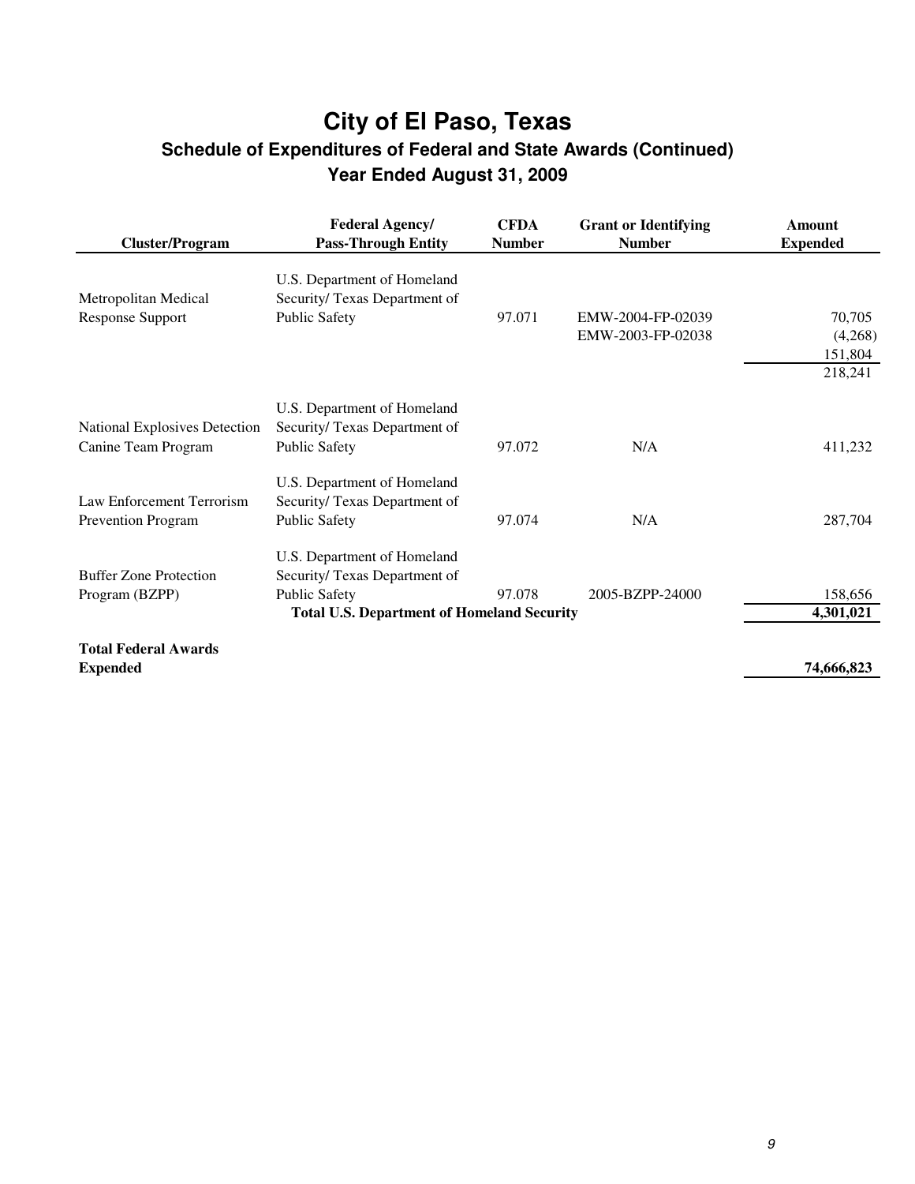# City of El Paso, Texas

## Schedule of Expenditures of Federal and State Awards (Continued)

### Year Ended August 31, 2009

| Cluster/Program | Federal Agency/ Pass-Through Entity | CFDA Number | Grant or Identifying Number | Amount Expended |
|---|---|---|---|---|
| Metropolitan Medical Response Support | U.S. Department of Homeland Security/ Texas Department of Public Safety | 97.071 | EMW-2004-FP-02039 | 70,705 |
| | | | EMW-2003-FP-02038 | (4,268) |
| | | | | 151,804 |
| | | | | 218,241 |
| National Explosives Detection Canine Team Program | U.S. Department of Homeland Security/ Texas Department of Public Safety | 97.072 | N/A | 411,232 |
| Law Enforcement Terrorism Prevention Program | U.S. Department of Homeland Security/ Texas Department of Public Safety | 97.074 | N/A | 287,704 |
| Buffer Zone Protection Program (BZPP) | U.S. Department of Homeland Security/ Texas Department of Public Safety | 97.078 | 2005-BZPP-24000 | 158,656 |
| | **Total U.S. Department of Homeland Security** | | | **4,301,021** |
| **Total Federal Awards Expended** | | | | **74,666,823** |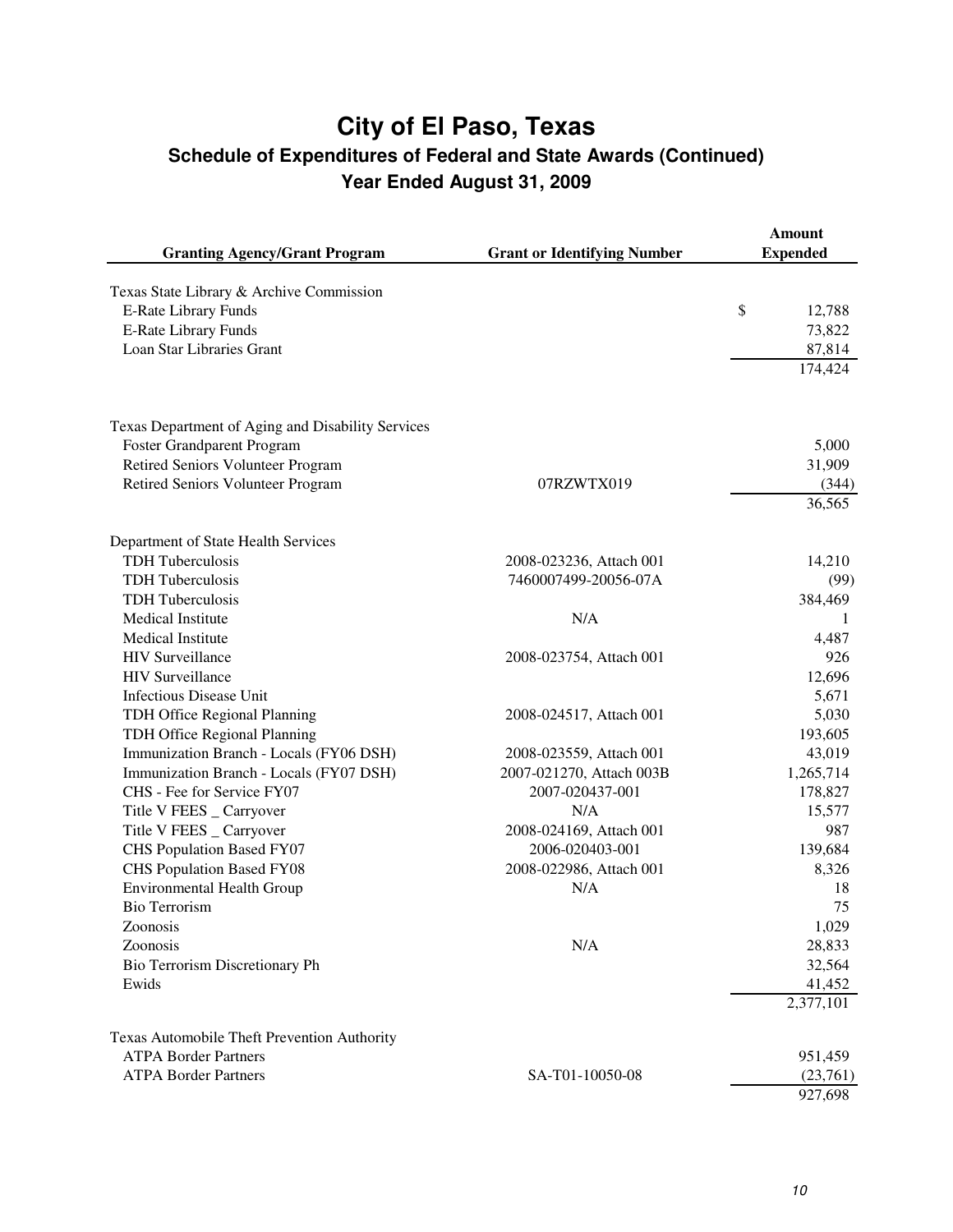# City of El Paso, Texas

## Schedule of Expenditures of Federal and State Awards (Continued)

### Year Ended August 31, 2009

| Granting Agency/Grant Program | Grant or Identifying Number | Amount Expended |
|---|---|---|
| Texas State Library & Archive Commission | | |
| E-Rate Library Funds | | $ 12,788 |
| E-Rate Library Funds | | 73,822 |
| Loan Star Libraries Grant | | 87,814 |
| | | 174,424 |
| Texas Department of Aging and Disability Services | | |
| Foster Grandparent Program | | 5,000 |
| Retired Seniors Volunteer Program | | 31,909 |
| Retired Seniors Volunteer Program | 07RZWTX019 | (344) |
| | | 36,565 |
| Department of State Health Services | | |
| TDH Tuberculosis | 2008-023236, Attach 001 | 14,210 |
| TDH Tuberculosis | 7460007499-20056-07A | (99) |
| TDH Tuberculosis | | 384,469 |
| Medical Institute | N/A | 1 |
| Medical Institute | | 4,487 |
| HIV Surveillance | 2008-023754, Attach 001 | 926 |
| HIV Surveillance | | 12,696 |
| Infectious Disease Unit | | 5,671 |
| TDH Office Regional Planning | 2008-024517, Attach 001 | 5,030 |
| TDH Office Regional Planning | | 193,605 |
| Immunization Branch - Locals (FY06 DSH) | 2008-023559, Attach 001 | 43,019 |
| Immunization Branch - Locals (FY07 DSH) | 2007-021270, Attach 003B | 1,265,714 |
| CHS - Fee for Service FY07 | 2007-020437-001 | 178,827 |
| Title V FEES _ Carryover | N/A | 15,577 |
| Title V FEES _ Carryover | 2008-024169, Attach 001 | 987 |
| CHS Population Based FY07 | 2006-020403-001 | 139,684 |
| CHS Population Based FY08 | 2008-022986, Attach 001 | 8,326 |
| Environmental Health Group | N/A | 18 |
| Bio Terrorism | | 75 |
| Zoonosis | | 1,029 |
| Zoonosis | N/A | 28,833 |
| Bio Terrorism Discretionary Ph | | 32,564 |
| Ewids | | 41,452 |
| | | 2,377,101 |
| Texas Automobile Theft Prevention Authority | | |
| ATPA Border Partners | | 951,459 |
| ATPA Border Partners | SA-T01-10050-08 | (23,761) |
| | | 927,698 |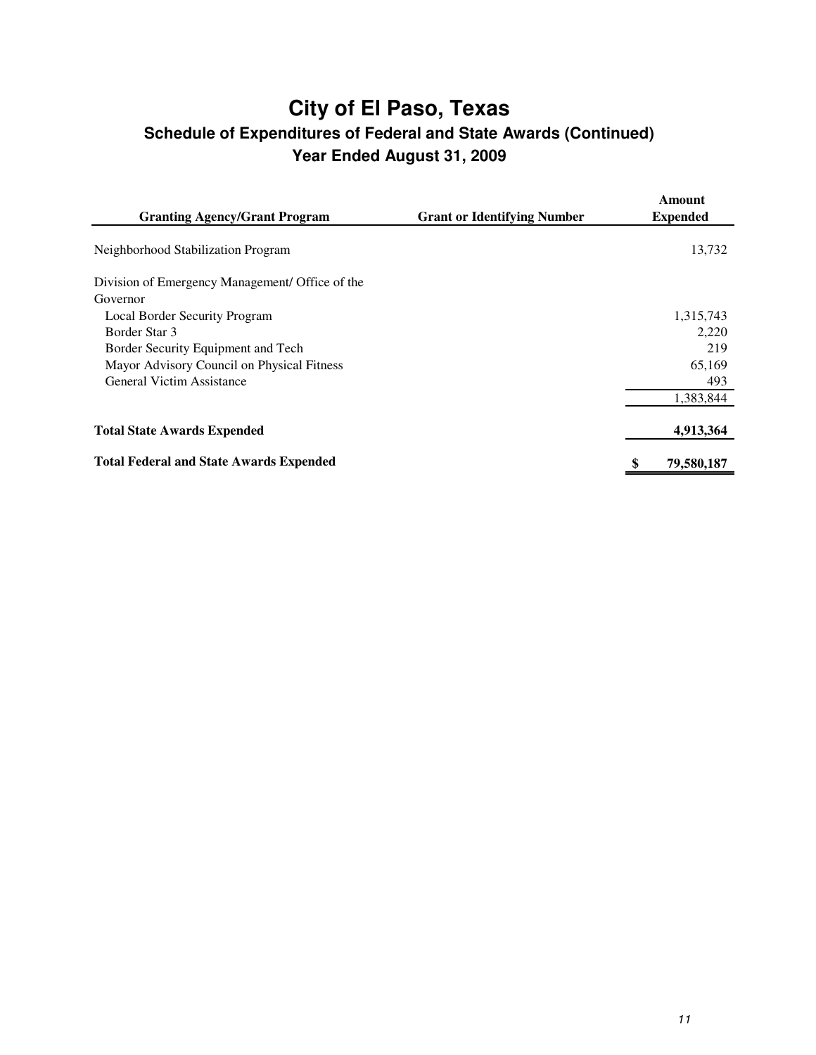# City of El Paso, Texas

## Schedule of Expenditures of Federal and State Awards (Continued)

### Year Ended August 31, 2009

| Granting Agency/Grant Program | Grant or Identifying Number | Amount Expended |
|---|---|---|
| Neighborhood Stabilization Program | | 13,732 |
| Division of Emergency Management/ Office of the Governor | | |
| Local Border Security Program | | 1,315,743 |
| Border Star 3 | | 2,220 |
| Border Security Equipment and Tech | | 219 |
| Mayor Advisory Council on Physical Fitness | | 65,169 |
| General Victim Assistance | | 493 |
| | | 1,383,844 |
| **Total State Awards Expended** | | **4,913,364** |
| **Total Federal and State Awards Expended** | | **$ 79,580,187** |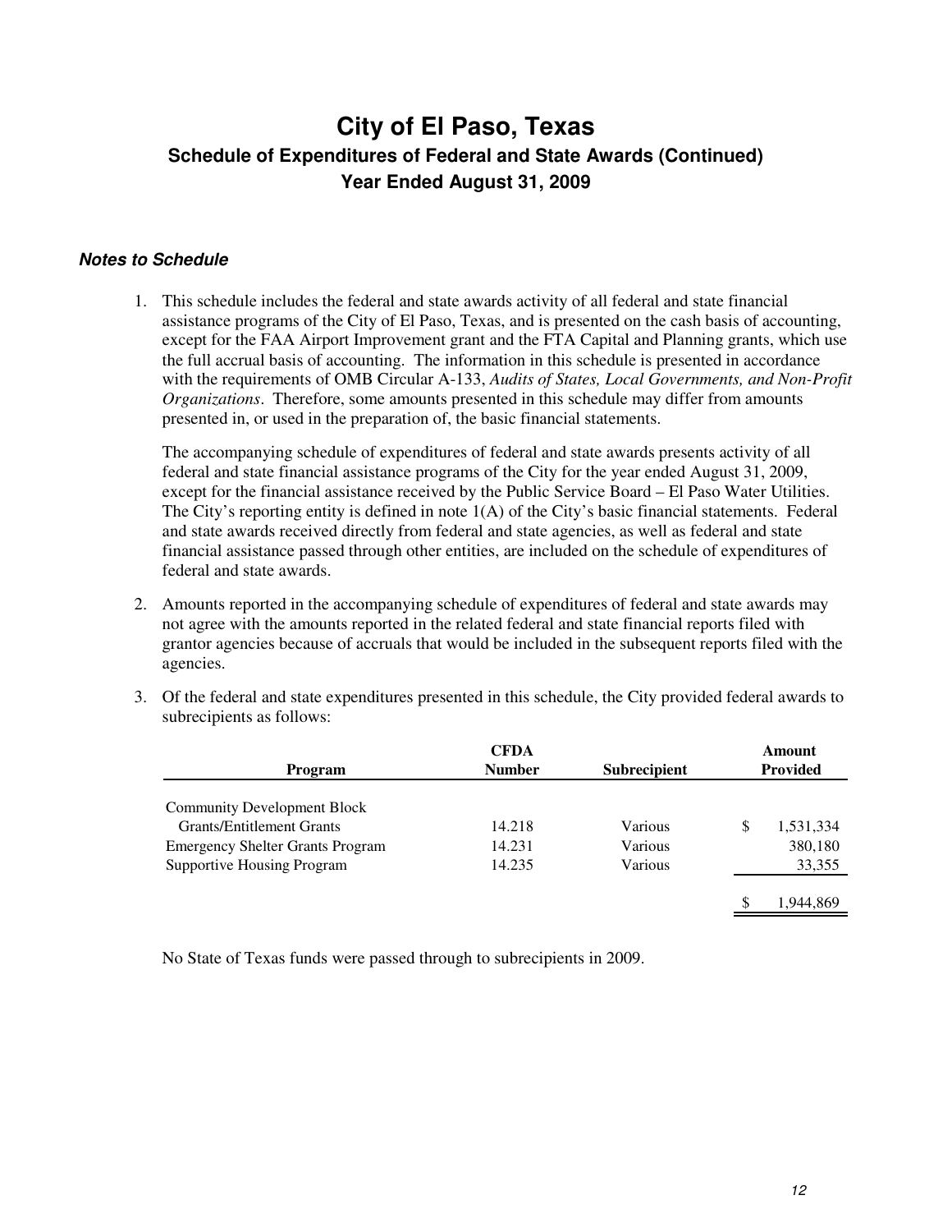# City of El Paso, Texas
## Schedule of Expenditures of Federal and State Awards (Continued)
## Year Ended August 31, 2009

### *Notes to Schedule*

1. This schedule includes the federal and state awards activity of all federal and state financial assistance programs of the City of El Paso, Texas, and is presented on the cash basis of accounting, except for the FAA Airport Improvement grant and the FTA Capital and Planning grants, which use the full accrual basis of accounting. The information in this schedule is presented in accordance with the requirements of OMB Circular A-133, *Audits of States, Local Governments, and Non-Profit Organizations*. Therefore, some amounts presented in this schedule may differ from amounts presented in, or used in the preparation of, the basic financial statements.

   The accompanying schedule of expenditures of federal and state awards presents activity of all federal and state financial assistance programs of the City for the year ended August 31, 2009, except for the financial assistance received by the Public Service Board – El Paso Water Utilities. The City's reporting entity is defined in note 1(A) of the City's basic financial statements. Federal and state awards received directly from federal and state agencies, as well as federal and state financial assistance passed through other entities, are included on the schedule of expenditures of federal and state awards.

2. Amounts reported in the accompanying schedule of expenditures of federal and state awards may not agree with the amounts reported in the related federal and state financial reports filed with grantor agencies because of accruals that would be included in the subsequent reports filed with the agencies.

3. Of the federal and state expenditures presented in this schedule, the City provided federal awards to subrecipients as follows:

| Program | CFDA Number | Subrecipient | Amount Provided |
|---|---|---|---|
| Community Development Block Grants/Entitlement Grants | 14.218 | Various | $ 1,531,334 |
| Emergency Shelter Grants Program | 14.231 | Various | 380,180 |
| Supportive Housing Program | 14.235 | Various | 33,355 |
| | | | $ 1,944,869 |

No State of Texas funds were passed through to subrecipients in 2009.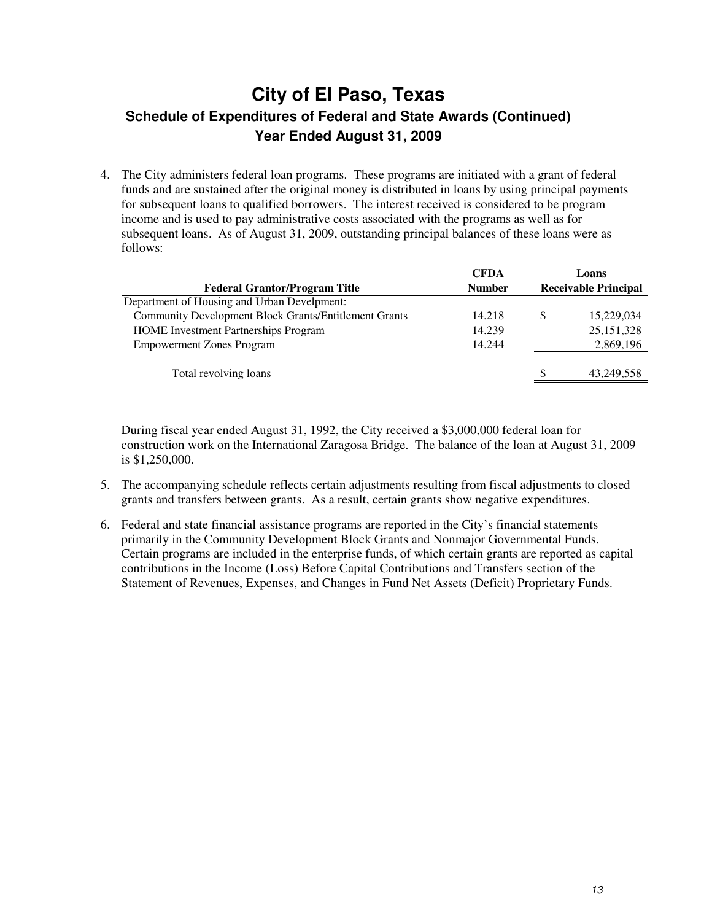# City of El Paso, Texas

## Schedule of Expenditures of Federal and State Awards (Continued)

## Year Ended August 31, 2009

4. The City administers federal loan programs. These programs are initiated with a grant of federal funds and are sustained after the original money is distributed in loans by using principal payments for subsequent loans to qualified borrowers. The interest received is considered to be program income and is used to pay administrative costs associated with the programs as well as for subsequent loans. As of August 31, 2009, outstanding principal balances of these loans were as follows:

| Federal Grantor/Program Title | CFDA Number | Loans Receivable Principal |
|---|---|---|
| Department of Housing and Urban Develpment: | | |
| Community Development Block Grants/Entitlement Grants | 14.218 | $ 15,229,034 |
| HOME Investment Partnerships Program | 14.239 | 25,151,328 |
| Empowerment Zones Program | 14.244 | 2,869,196 |
| Total revolving loans | | $ 43,249,558 |

During fiscal year ended August 31, 1992, the City received a $3,000,000 federal loan for construction work on the International Zaragosa Bridge. The balance of the loan at August 31, 2009 is $1,250,000.

5. The accompanying schedule reflects certain adjustments resulting from fiscal adjustments to closed grants and transfers between grants. As a result, certain grants show negative expenditures.

6. Federal and state financial assistance programs are reported in the City's financial statements primarily in the Community Development Block Grants and Nonmajor Governmental Funds. Certain programs are included in the enterprise funds, of which certain grants are reported as capital contributions in the Income (Loss) Before Capital Contributions and Transfers section of the Statement of Revenues, Expenses, and Changes in Fund Net Assets (Deficit) Proprietary Funds.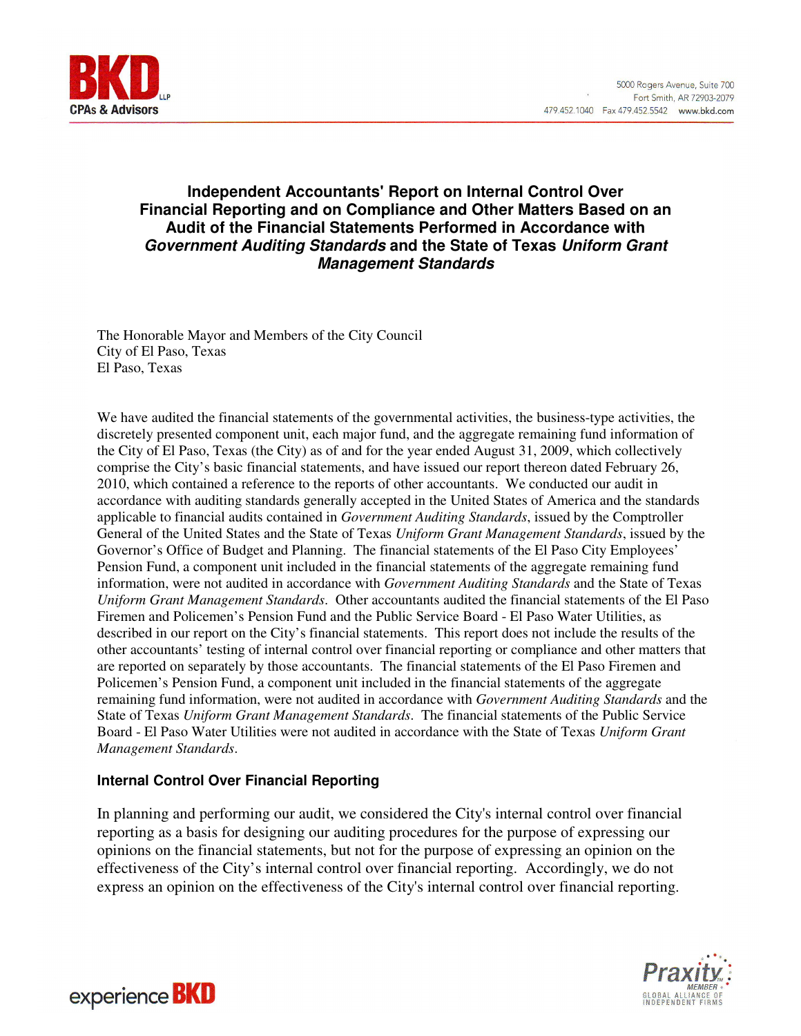**BKD** LLP
**CPAs & Advisors**

5000 Rogers Avenue, Suite 700
Fort Smith, AR 72903-2079
479.452.1040 Fax 479.452.5542 www.bkd.com

# Independent Accountants' Report on Internal Control Over Financial Reporting and on Compliance and Other Matters Based on an Audit of the Financial Statements Performed in Accordance with *Government Auditing Standards* and the State of Texas *Uniform Grant Management Standards*

The Honorable Mayor and Members of the City Council
City of El Paso, Texas
El Paso, Texas

We have audited the financial statements of the governmental activities, the business-type activities, the discretely presented component unit, each major fund, and the aggregate remaining fund information of the City of El Paso, Texas (the City) as of and for the year ended August 31, 2009, which collectively comprise the City's basic financial statements, and have issued our report thereon dated February 26, 2010, which contained a reference to the reports of other accountants. We conducted our audit in accordance with auditing standards generally accepted in the United States of America and the standards applicable to financial audits contained in *Government Auditing Standards*, issued by the Comptroller General of the United States and the State of Texas *Uniform Grant Management Standards*, issued by the Governor's Office of Budget and Planning. The financial statements of the El Paso City Employees' Pension Fund, a component unit included in the financial statements of the aggregate remaining fund information, were not audited in accordance with *Government Auditing Standards* and the State of Texas *Uniform Grant Management Standards*. Other accountants audited the financial statements of the El Paso Firemen and Policemen's Pension Fund and the Public Service Board - El Paso Water Utilities, as described in our report on the City's financial statements. This report does not include the results of the other accountants' testing of internal control over financial reporting or compliance and other matters that are reported on separately by those accountants. The financial statements of the El Paso Firemen and Policemen's Pension Fund, a component unit included in the financial statements of the aggregate remaining fund information, were not audited in accordance with *Government Auditing Standards* and the State of Texas *Uniform Grant Management Standards*. The financial statements of the Public Service Board - El Paso Water Utilities were not audited in accordance with the State of Texas *Uniform Grant Management Standards*.

### Internal Control Over Financial Reporting

In planning and performing our audit, we considered the City's internal control over financial reporting as a basis for designing our auditing procedures for the purpose of expressing our opinions on the financial statements, but not for the purpose of expressing an opinion on the effectiveness of the City's internal control over financial reporting. Accordingly, we do not express an opinion on the effectiveness of the City's internal control over financial reporting.

experience **BKD**

Praxity MEMBER GLOBAL ALLIANCE OF INDEPENDENT FIRMS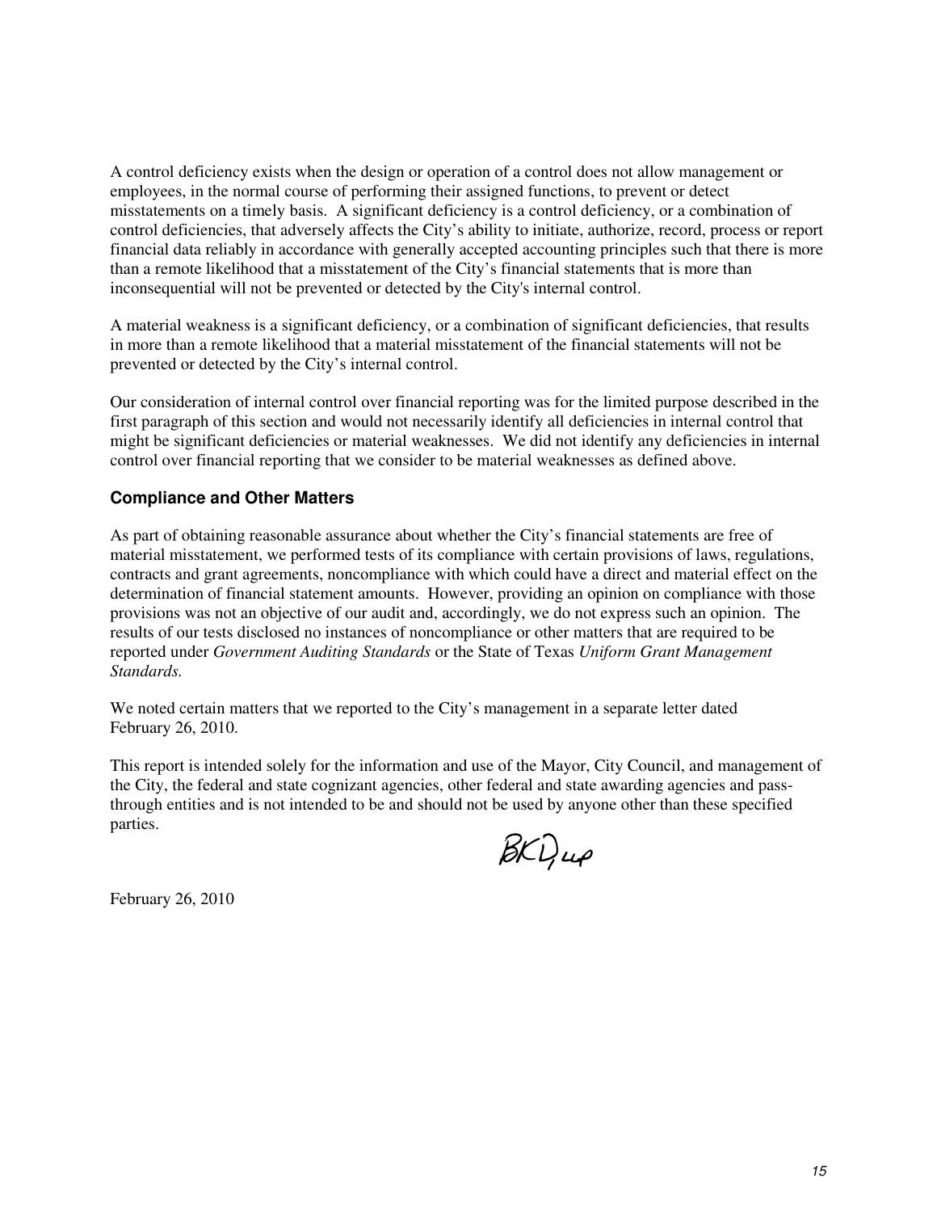A control deficiency exists when the design or operation of a control does not allow management or employees, in the normal course of performing their assigned functions, to prevent or detect misstatements on a timely basis. A significant deficiency is a control deficiency, or a combination of control deficiencies, that adversely affects the City's ability to initiate, authorize, record, process or report financial data reliably in accordance with generally accepted accounting principles such that there is more than a remote likelihood that a misstatement of the City's financial statements that is more than inconsequential will not be prevented or detected by the City's internal control.

A material weakness is a significant deficiency, or a combination of significant deficiencies, that results in more than a remote likelihood that a material misstatement of the financial statements will not be prevented or detected by the City's internal control.

Our consideration of internal control over financial reporting was for the limited purpose described in the first paragraph of this section and would not necessarily identify all deficiencies in internal control that might be significant deficiencies or material weaknesses. We did not identify any deficiencies in internal control over financial reporting that we consider to be material weaknesses as defined above.

### Compliance and Other Matters

As part of obtaining reasonable assurance about whether the City's financial statements are free of material misstatement, we performed tests of its compliance with certain provisions of laws, regulations, contracts and grant agreements, noncompliance with which could have a direct and material effect on the determination of financial statement amounts. However, providing an opinion on compliance with those provisions was not an objective of our audit and, accordingly, we do not express such an opinion. The results of our tests disclosed no instances of noncompliance or other matters that are required to be reported under *Government Auditing Standards* or the State of Texas *Uniform Grant Management Standards.*

We noted certain matters that we reported to the City's management in a separate letter dated February 26, 2010.

This report is intended solely for the information and use of the Mayor, City Council, and management of the City, the federal and state cognizant agencies, other federal and state awarding agencies and pass-through entities and is not intended to be and should not be used by anyone other than these specified parties.

BKD, LLP

February 26, 2010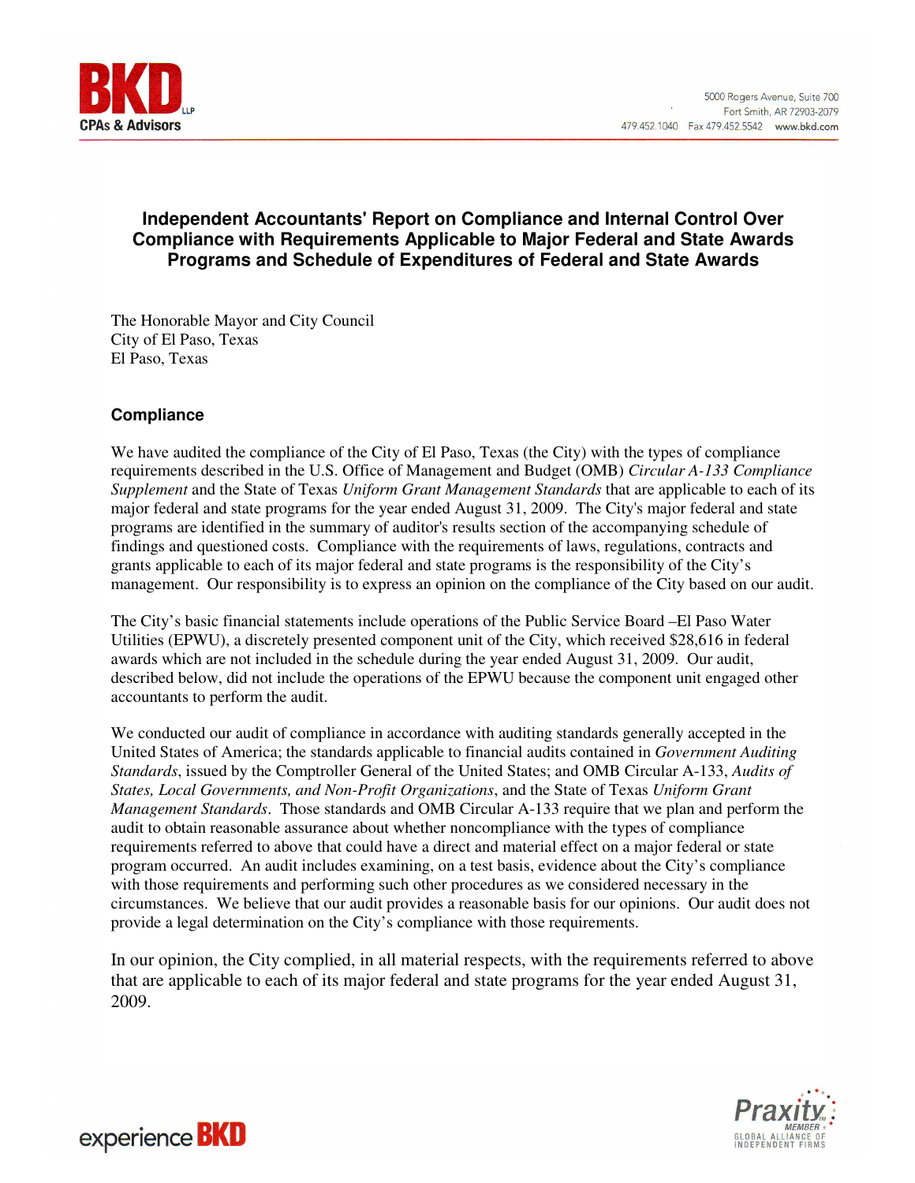# Independent Accountants' Report on Compliance and Internal Control Over Compliance with Requirements Applicable to Major Federal and State Awards Programs and Schedule of Expenditures of Federal and State Awards

The Honorable Mayor and City Council
City of El Paso, Texas
El Paso, Texas

## Compliance

We have audited the compliance of the City of El Paso, Texas (the City) with the types of compliance requirements described in the U.S. Office of Management and Budget (OMB) *Circular A-133 Compliance Supplement* and the State of Texas *Uniform Grant Management Standards* that are applicable to each of its major federal and state programs for the year ended August 31, 2009. The City's major federal and state programs are identified in the summary of auditor's results section of the accompanying schedule of findings and questioned costs. Compliance with the requirements of laws, regulations, contracts and grants applicable to each of its major federal and state programs is the responsibility of the City's management. Our responsibility is to express an opinion on the compliance of the City based on our audit.

The City's basic financial statements include operations of the Public Service Board –El Paso Water Utilities (EPWU), a discretely presented component unit of the City, which received $28,616 in federal awards which are not included in the schedule during the year ended August 31, 2009. Our audit, described below, did not include the operations of the EPWU because the component unit engaged other accountants to perform the audit.

We conducted our audit of compliance in accordance with auditing standards generally accepted in the United States of America; the standards applicable to financial audits contained in *Government Auditing Standards*, issued by the Comptroller General of the United States; and OMB Circular A-133, *Audits of States, Local Governments, and Non-Profit Organizations*, and the State of Texas *Uniform Grant Management Standards*. Those standards and OMB Circular A-133 require that we plan and perform the audit to obtain reasonable assurance about whether noncompliance with the types of compliance requirements referred to above that could have a direct and material effect on a major federal or state program occurred. An audit includes examining, on a test basis, evidence about the City's compliance with those requirements and performing such other procedures as we considered necessary in the circumstances. We believe that our audit provides a reasonable basis for our opinions. Our audit does not provide a legal determination on the City's compliance with those requirements.

In our opinion, the City complied, in all material respects, with the requirements referred to above that are applicable to each of its major federal and state programs for the year ended August 31, 2009.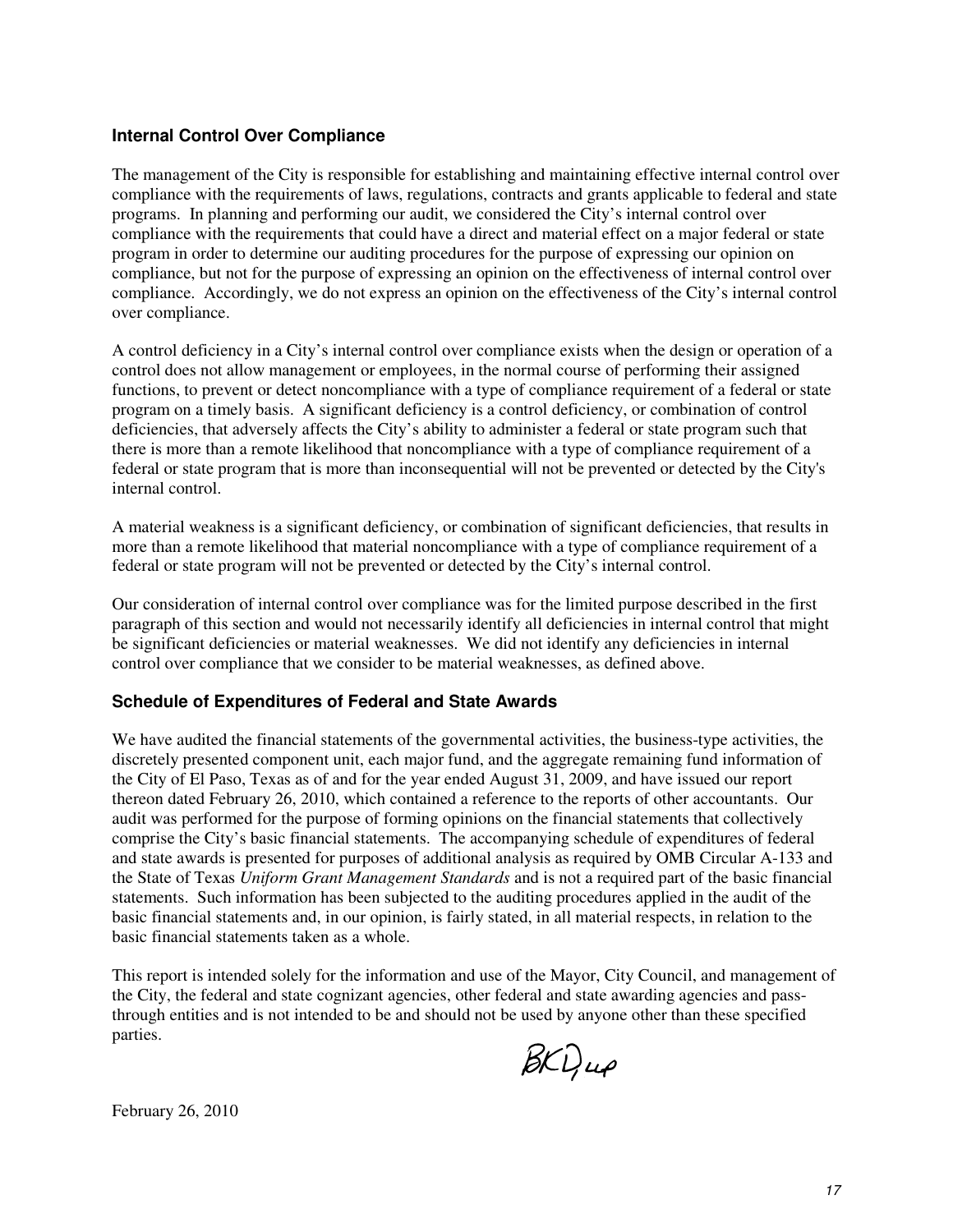### Internal Control Over Compliance

The management of the City is responsible for establishing and maintaining effective internal control over compliance with the requirements of laws, regulations, contracts and grants applicable to federal and state programs. In planning and performing our audit, we considered the City's internal control over compliance with the requirements that could have a direct and material effect on a major federal or state program in order to determine our auditing procedures for the purpose of expressing our opinion on compliance, but not for the purpose of expressing an opinion on the effectiveness of internal control over compliance. Accordingly, we do not express an opinion on the effectiveness of the City's internal control over compliance.

A control deficiency in a City's internal control over compliance exists when the design or operation of a control does not allow management or employees, in the normal course of performing their assigned functions, to prevent or detect noncompliance with a type of compliance requirement of a federal or state program on a timely basis. A significant deficiency is a control deficiency, or combination of control deficiencies, that adversely affects the City's ability to administer a federal or state program such that there is more than a remote likelihood that noncompliance with a type of compliance requirement of a federal or state program that is more than inconsequential will not be prevented or detected by the City's internal control.

A material weakness is a significant deficiency, or combination of significant deficiencies, that results in more than a remote likelihood that material noncompliance with a type of compliance requirement of a federal or state program will not be prevented or detected by the City's internal control.

Our consideration of internal control over compliance was for the limited purpose described in the first paragraph of this section and would not necessarily identify all deficiencies in internal control that might be significant deficiencies or material weaknesses. We did not identify any deficiencies in internal control over compliance that we consider to be material weaknesses, as defined above.

### Schedule of Expenditures of Federal and State Awards

We have audited the financial statements of the governmental activities, the business-type activities, the discretely presented component unit, each major fund, and the aggregate remaining fund information of the City of El Paso, Texas as of and for the year ended August 31, 2009, and have issued our report thereon dated February 26, 2010, which contained a reference to the reports of other accountants. Our audit was performed for the purpose of forming opinions on the financial statements that collectively comprise the City's basic financial statements. The accompanying schedule of expenditures of federal and state awards is presented for purposes of additional analysis as required by OMB Circular A-133 and the State of Texas *Uniform Grant Management Standards* and is not a required part of the basic financial statements. Such information has been subjected to the auditing procedures applied in the audit of the basic financial statements and, in our opinion, is fairly stated, in all material respects, in relation to the basic financial statements taken as a whole.

This report is intended solely for the information and use of the Mayor, City Council, and management of the City, the federal and state cognizant agencies, other federal and state awarding agencies and pass-through entities and is not intended to be and should not be used by anyone other than these specified parties.

BKD, LLP

February 26, 2010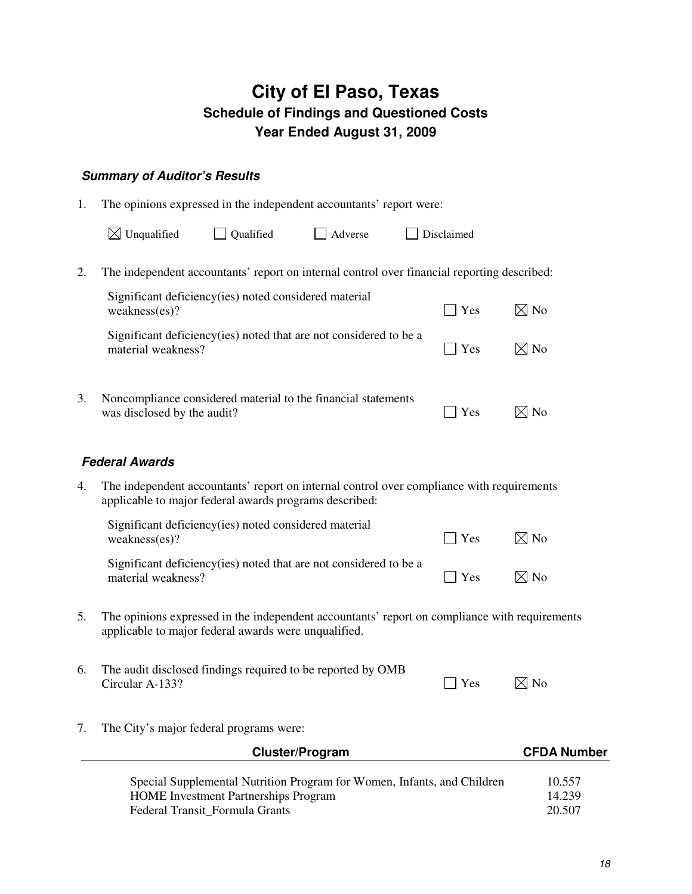# City of El Paso, Texas
## Schedule of Findings and Questioned Costs
## Year Ended August 31, 2009

### *Summary of Auditor's Results*

1. The opinions expressed in the independent accountants' report were:

   ☒ Unqualified ☐ Qualified ☐ Adverse ☐ Disclaimed

2. The independent accountants' report on internal control over financial reporting described:

   Significant deficiency(ies) noted considered material weakness(es)? ☐ Yes ☒ No

   Significant deficiency(ies) noted that are not considered to be a material weakness? ☐ Yes ☒ No

3. Noncompliance considered material to the financial statements was disclosed by the audit? ☐ Yes ☒ No

### *Federal Awards*

4. The independent accountants' report on internal control over compliance with requirements applicable to major federal awards programs described:

   Significant deficiency(ies) noted considered material weakness(es)? ☐ Yes ☒ No

   Significant deficiency(ies) noted that are not considered to be a material weakness? ☐ Yes ☒ No

5. The opinions expressed in the independent accountants' report on compliance with requirements applicable to major federal awards were unqualified.

6. The audit disclosed findings required to be reported by OMB Circular A-133? ☐ Yes ☒ No

7. The City's major federal programs were:

| Cluster/Program | CFDA Number |
|---|---|
| Special Supplemental Nutrition Program for Women, Infants, and Children | 10.557 |
| HOME Investment Partnerships Program | 14.239 |
| Federal Transit_Formula Grants | 20.507 |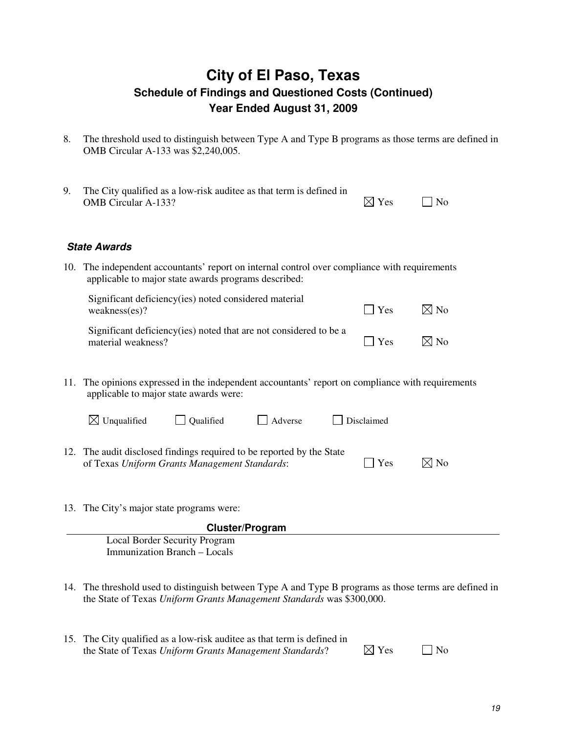# City of El Paso, Texas
## Schedule of Findings and Questioned Costs (Continued)
## Year Ended August 31, 2009

8. The threshold used to distinguish between Type A and Type B programs as those terms are defined in OMB Circular A-133 was $2,240,005.

9. The City qualified as a low-risk auditee as that term is defined in OMB Circular A-133? ☒ Yes ☐ No

***State Awards***

10. The independent accountants' report on internal control over compliance with requirements applicable to major state awards programs described:

    Significant deficiency(ies) noted considered material weakness(es)? ☐ Yes ☒ No

    Significant deficiency(ies) noted that are not considered to be a material weakness? ☐ Yes ☒ No

11. The opinions expressed in the independent accountants' report on compliance with requirements applicable to major state awards were:

    ☒ Unqualified ☐ Qualified ☐ Adverse ☐ Disclaimed

12. The audit disclosed findings required to be reported by the State of Texas *Uniform Grants Management Standards*: ☐ Yes ☒ No

13. The City's major state programs were:

| Cluster/Program |
|---|
| Local Border Security Program |
| Immunization Branch – Locals |

14. The threshold used to distinguish between Type A and Type B programs as those terms are defined in the State of Texas *Uniform Grants Management Standards* was $300,000.

15. The City qualified as a low-risk auditee as that term is defined in the State of Texas *Uniform Grants Management Standards*? ☒ Yes ☐ No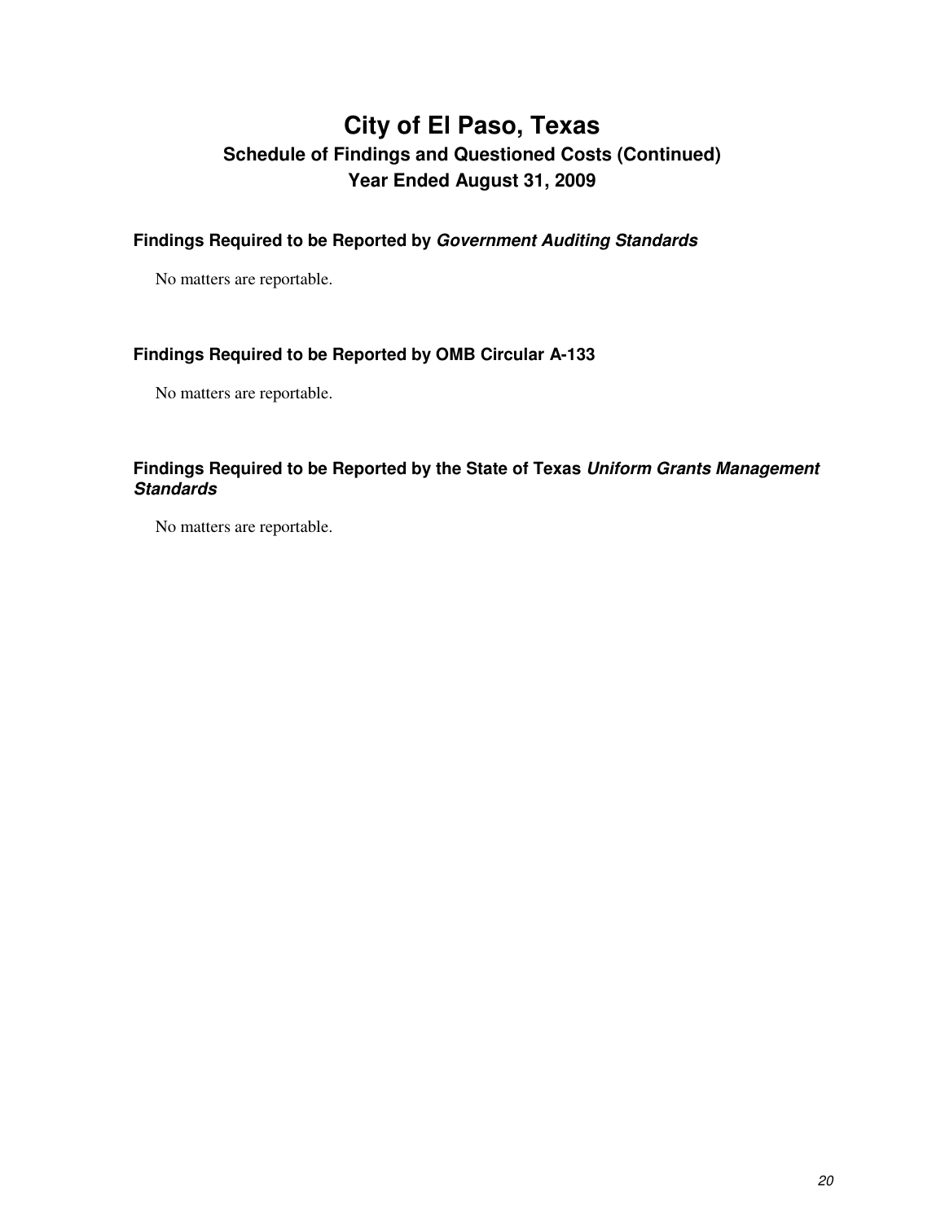# City of El Paso, Texas

## Schedule of Findings and Questioned Costs (Continued)

## Year Ended August 31, 2009

### Findings Required to be Reported by *Government Auditing Standards*

No matters are reportable.

### Findings Required to be Reported by OMB Circular A-133

No matters are reportable.

### Findings Required to be Reported by the State of Texas *Uniform Grants Management Standards*

No matters are reportable.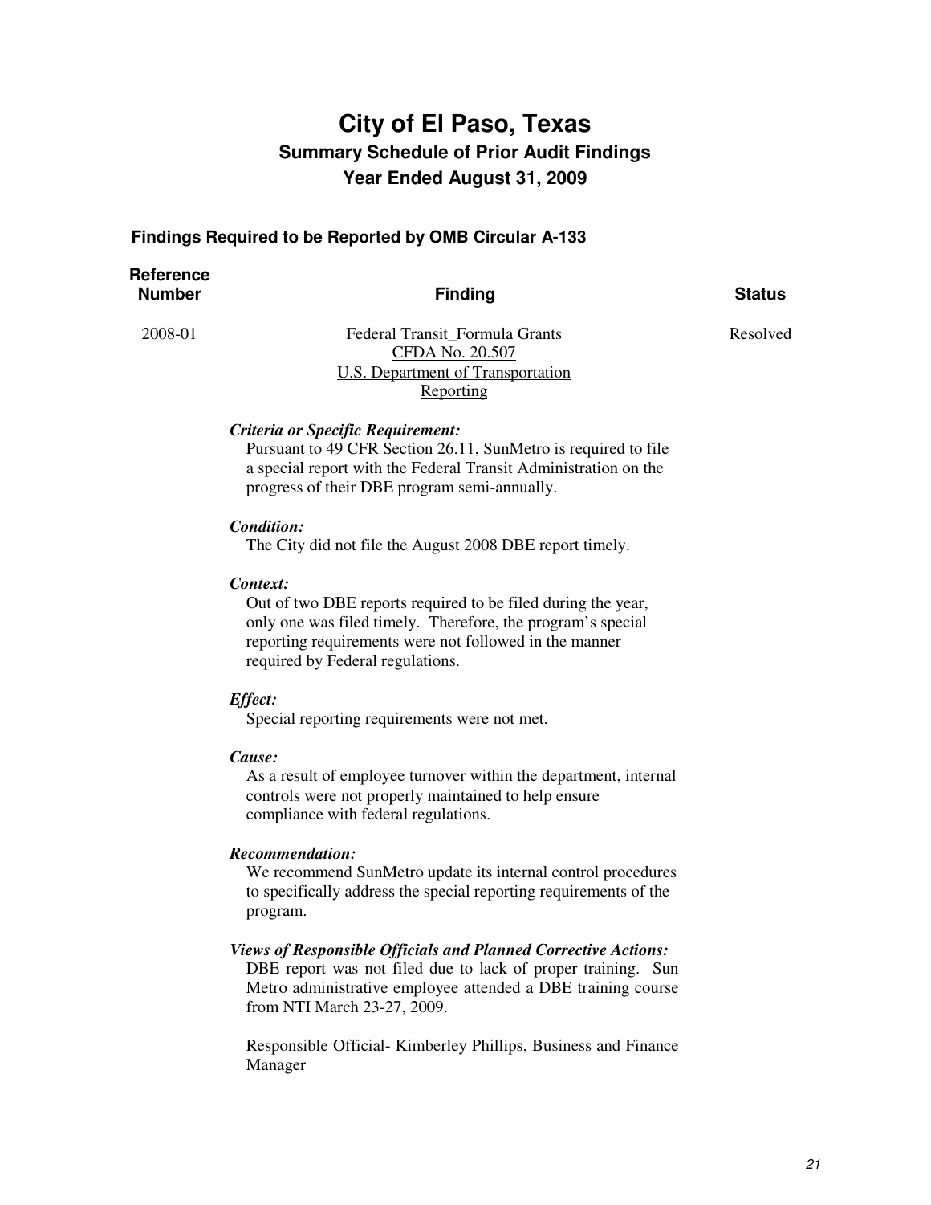# City of El Paso, Texas

## Summary Schedule of Prior Audit Findings

## Year Ended August 31, 2009

### Findings Required to be Reported by OMB Circular A-133

| Reference Number | Finding | Status |
|---|---|---|
| 2008-01 | Federal Transit_Formula Grants<br>CFDA No. 20.507<br>U.S. Department of Transportation<br>Reporting | Resolved |

***Criteria or Specific Requirement:***
Pursuant to 49 CFR Section 26.11, SunMetro is required to file a special report with the Federal Transit Administration on the progress of their DBE program semi-annually.

***Condition:***
The City did not file the August 2008 DBE report timely.

***Context:***
Out of two DBE reports required to be filed during the year, only one was filed timely. Therefore, the program's special reporting requirements were not followed in the manner required by Federal regulations.

***Effect:***
Special reporting requirements were not met.

***Cause:***
As a result of employee turnover within the department, internal controls were not properly maintained to help ensure compliance with federal regulations.

***Recommendation:***
We recommend SunMetro update its internal control procedures to specifically address the special reporting requirements of the program.

***Views of Responsible Officials and Planned Corrective Actions:***
DBE report was not filed due to lack of proper training. Sun Metro administrative employee attended a DBE training course from NTI March 23-27, 2009.

Responsible Official- Kimberley Phillips, Business and Finance Manager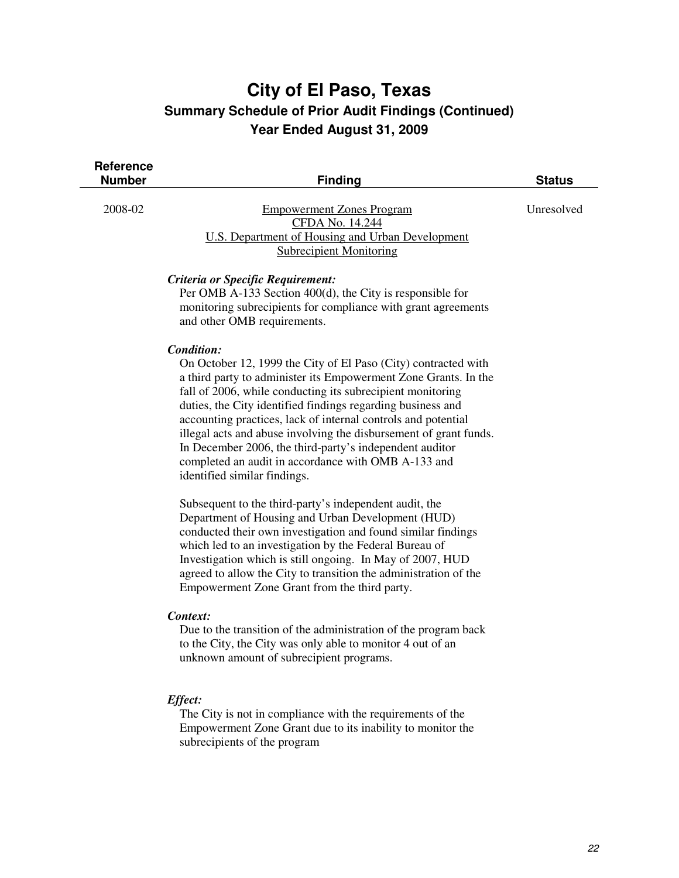# City of El Paso, Texas

## Summary Schedule of Prior Audit Findings (Continued)

### Year Ended August 31, 2009

| Reference Number | Finding | Status |
|---|---|---|
| 2008-02 | Empowerment Zones Program<br>CFDA No. 14.244<br>U.S. Department of Housing and Urban Development<br>Subrecipient Monitoring | Unresolved |

***Criteria or Specific Requirement:***
Per OMB A-133 Section 400(d), the City is responsible for monitoring subrecipients for compliance with grant agreements and other OMB requirements.

***Condition:***
On October 12, 1999 the City of El Paso (City) contracted with a third party to administer its Empowerment Zone Grants. In the fall of 2006, while conducting its subrecipient monitoring duties, the City identified findings regarding business and accounting practices, lack of internal controls and potential illegal acts and abuse involving the disbursement of grant funds. In December 2006, the third-party's independent auditor completed an audit in accordance with OMB A-133 and identified similar findings.

Subsequent to the third-party's independent audit, the Department of Housing and Urban Development (HUD) conducted their own investigation and found similar findings which led to an investigation by the Federal Bureau of Investigation which is still ongoing. In May of 2007, HUD agreed to allow the City to transition the administration of the Empowerment Zone Grant from the third party.

***Context:***
Due to the transition of the administration of the program back to the City, the City was only able to monitor 4 out of an unknown amount of subrecipient programs.

***Effect:***
The City is not in compliance with the requirements of the Empowerment Zone Grant due to its inability to monitor the subrecipients of the program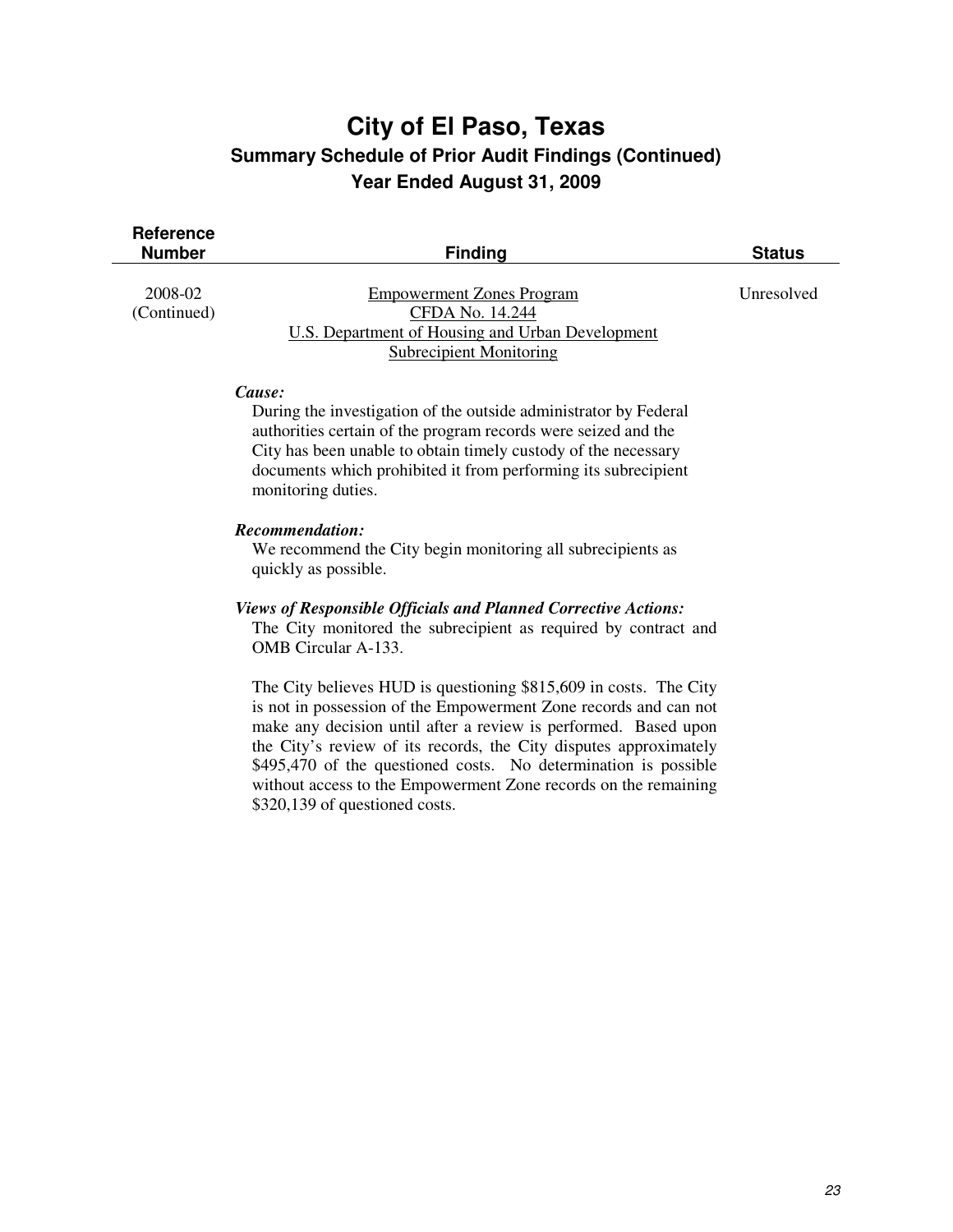# City of El Paso, Texas

## Summary Schedule of Prior Audit Findings (Continued)

## Year Ended August 31, 2009

| Reference Number | Finding | Status |
|---|---|---|
| 2008-02 (Continued) | Empowerment Zones Program<br>CFDA No. 14.244<br>U.S. Department of Housing and Urban Development<br>Subrecipient Monitoring | Unresolved |

***Cause:***

During the investigation of the outside administrator by Federal authorities certain of the program records were seized and the City has been unable to obtain timely custody of the necessary documents which prohibited it from performing its subrecipient monitoring duties.

***Recommendation:***

We recommend the City begin monitoring all subrecipients as quickly as possible.

***Views of Responsible Officials and Planned Corrective Actions:***

The City monitored the subrecipient as required by contract and OMB Circular A-133.

The City believes HUD is questioning $815,609 in costs. The City is not in possession of the Empowerment Zone records and can not make any decision until after a review is performed. Based upon the City's review of its records, the City disputes approximately $495,470 of the questioned costs. No determination is possible without access to the Empowerment Zone records on the remaining $320,139 of questioned costs.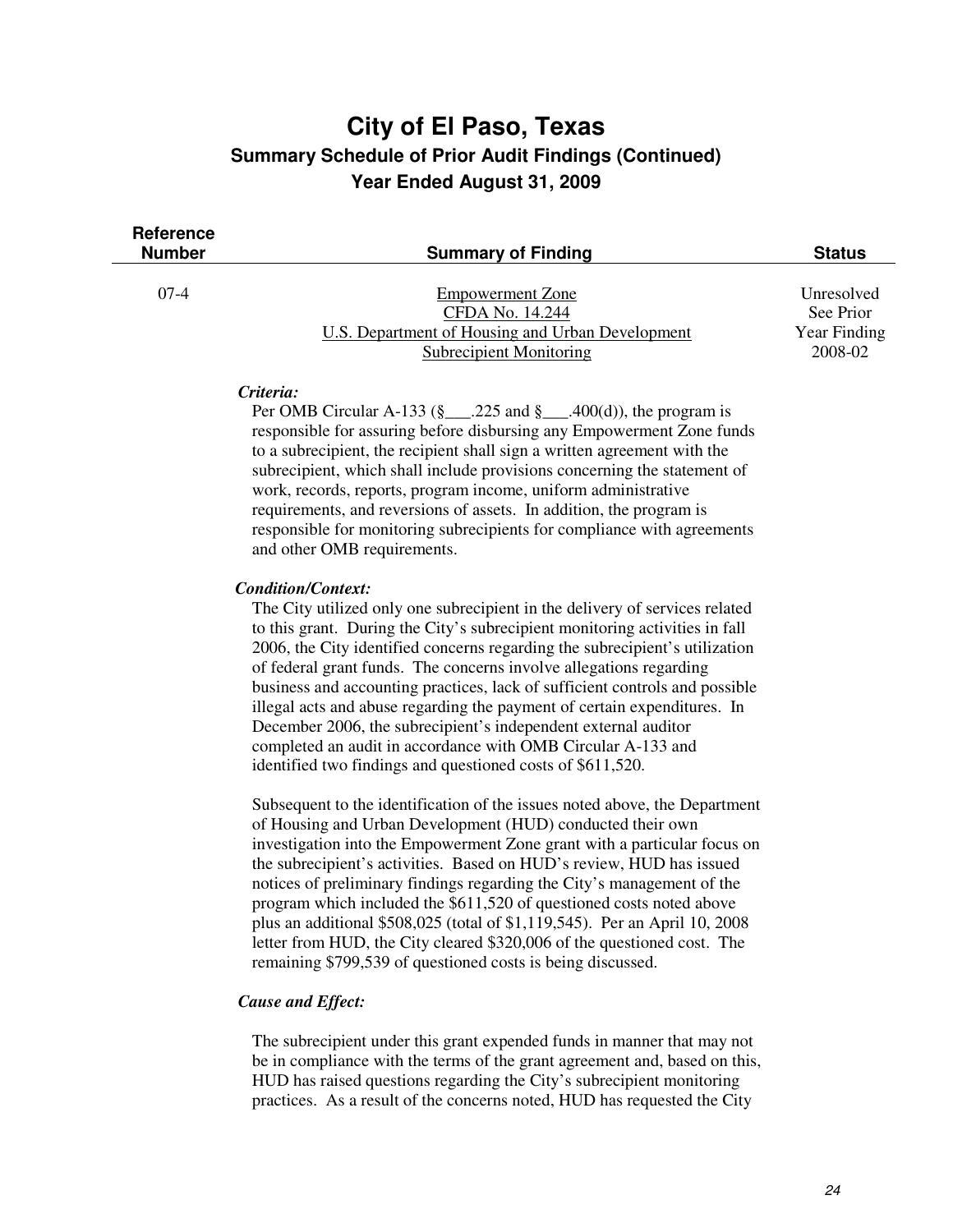# City of El Paso, Texas
## Summary Schedule of Prior Audit Findings (Continued)
### Year Ended August 31, 2009

| Reference Number | Summary of Finding | Status |
|---|---|---|
| 07-4 | Empowerment Zone<br>CFDA No. 14.244<br>U.S. Department of Housing and Urban Development<br>Subrecipient Monitoring | Unresolved<br>See Prior<br>Year Finding<br>2008-02 |

***Criteria:***

Per OMB Circular A-133 (§___.225 and §___.400(d)), the program is responsible for assuring before disbursing any Empowerment Zone funds to a subrecipient, the recipient shall sign a written agreement with the subrecipient, which shall include provisions concerning the statement of work, records, reports, program income, uniform administrative requirements, and reversions of assets. In addition, the program is responsible for monitoring subrecipients for compliance with agreements and other OMB requirements.

***Condition/Context:***

The City utilized only one subrecipient in the delivery of services related to this grant. During the City's subrecipient monitoring activities in fall 2006, the City identified concerns regarding the subrecipient's utilization of federal grant funds. The concerns involve allegations regarding business and accounting practices, lack of sufficient controls and possible illegal acts and abuse regarding the payment of certain expenditures. In December 2006, the subrecipient's independent external auditor completed an audit in accordance with OMB Circular A-133 and identified two findings and questioned costs of $611,520.

Subsequent to the identification of the issues noted above, the Department of Housing and Urban Development (HUD) conducted their own investigation into the Empowerment Zone grant with a particular focus on the subrecipient's activities. Based on HUD's review, HUD has issued notices of preliminary findings regarding the City's management of the program which included the $611,520 of questioned costs noted above plus an additional $508,025 (total of $1,119,545). Per an April 10, 2008 letter from HUD, the City cleared $320,006 of the questioned cost. The remaining $799,539 of questioned costs is being discussed.

***Cause and Effect:***

The subrecipient under this grant expended funds in manner that may not be in compliance with the terms of the grant agreement and, based on this, HUD has raised questions regarding the City's subrecipient monitoring practices. As a result of the concerns noted, HUD has requested the City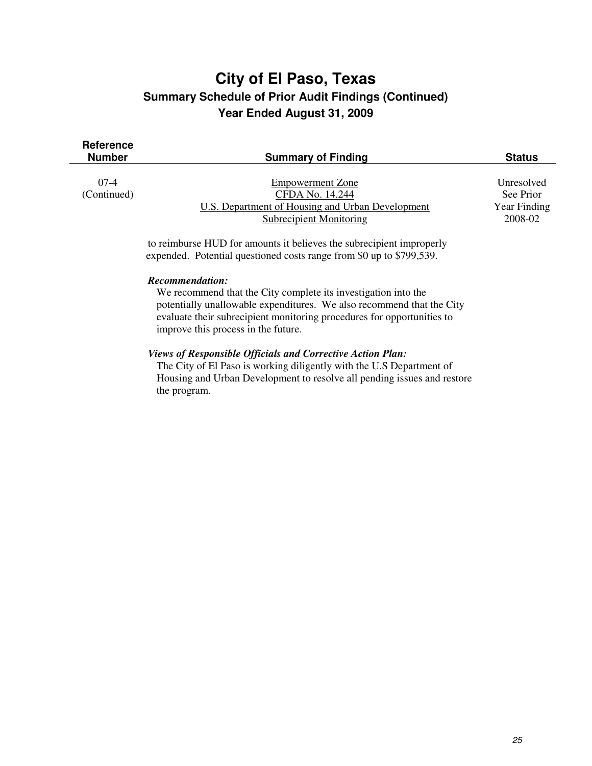# City of El Paso, Texas

## Summary Schedule of Prior Audit Findings (Continued)

## Year Ended August 31, 2009

| Reference Number | Summary of Finding | Status |
|---|---|---|
| 07-4 (Continued) | Empowerment Zone<br>CFDA No. 14.244<br>U.S. Department of Housing and Urban Development<br>Subrecipient Monitoring | Unresolved See Prior Year Finding 2008-02 |

to reimburse HUD for amounts it believes the subrecipient improperly expended. Potential questioned costs range from $0 up to $799,539.

***Recommendation:***

We recommend that the City complete its investigation into the potentially unallowable expenditures. We also recommend that the City evaluate their subrecipient monitoring procedures for opportunities to improve this process in the future.

***Views of Responsible Officials and Corrective Action Plan:***

The City of El Paso is working diligently with the U.S Department of Housing and Urban Development to resolve all pending issues and restore the program.